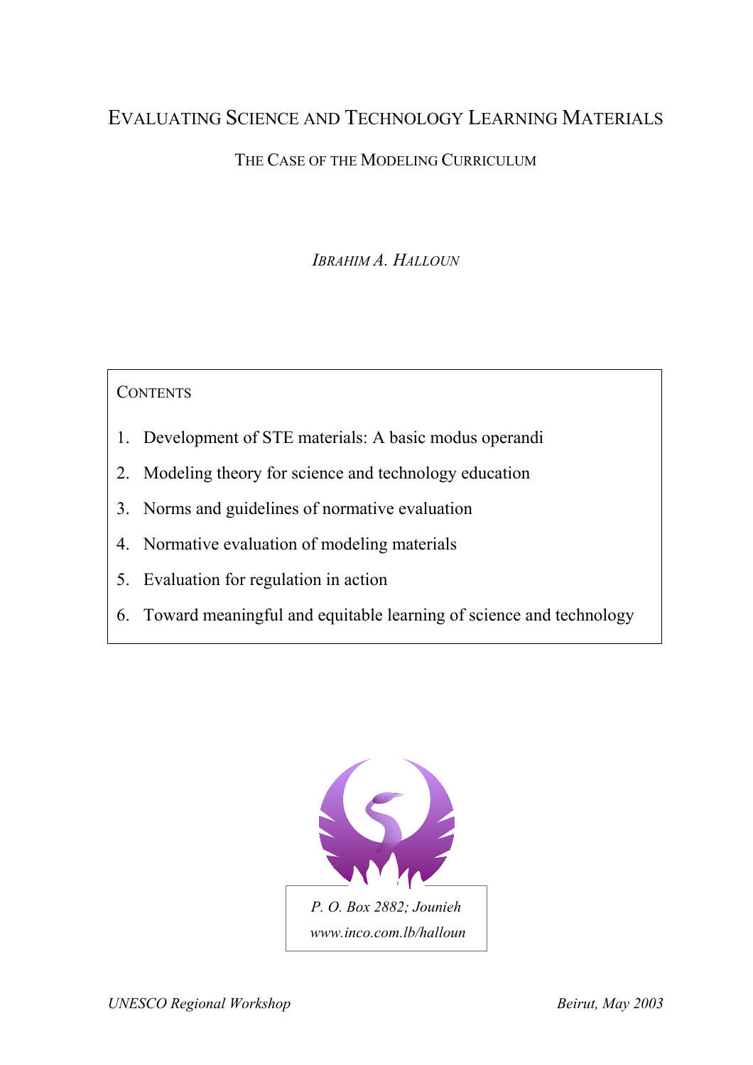# Evaluating Science and Technology Learning Materials

## The Case of the Modeling Curriculum

*Ibrahim A. Halloun*

**Contents**

1. Development of STE materials: A basic modus operandi
2. Modeling theory for science and technology education
3. Norms and guidelines of normative evaluation
4. Normative evaluation of modeling materials
5. Evaluation for regulation in action
6. Toward meaningful and equitable learning of science and technology

*P. O. Box 2882; Jounieh*
*www.inco.com.lb/halloun*

*UNESCO Regional Workshop* — *Beirut, May 2003*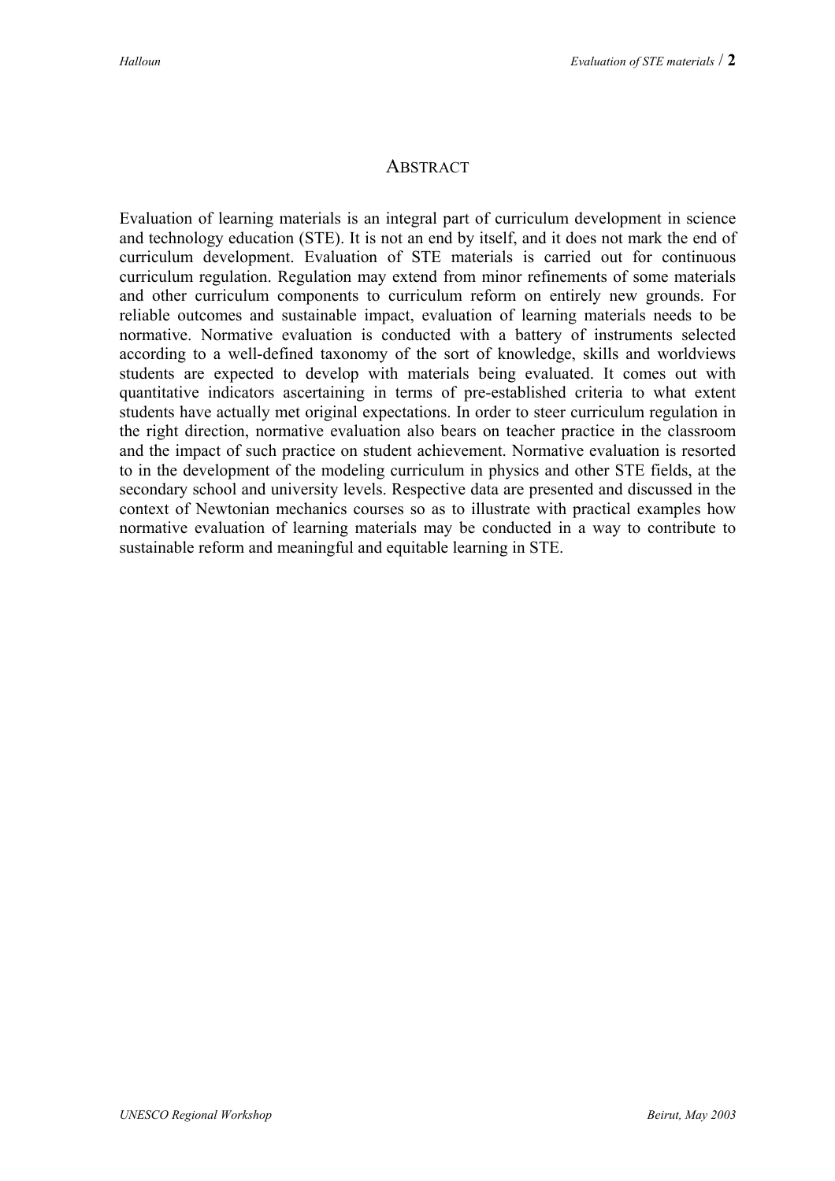## ABSTRACT

Evaluation of learning materials is an integral part of curriculum development in science and technology education (STE). It is not an end by itself, and it does not mark the end of curriculum development. Evaluation of STE materials is carried out for continuous curriculum regulation. Regulation may extend from minor refinements of some materials and other curriculum components to curriculum reform on entirely new grounds. For reliable outcomes and sustainable impact, evaluation of learning materials needs to be normative. Normative evaluation is conducted with a battery of instruments selected according to a well-defined taxonomy of the sort of knowledge, skills and worldviews students are expected to develop with materials being evaluated. It comes out with quantitative indicators ascertaining in terms of pre-established criteria to what extent students have actually met original expectations. In order to steer curriculum regulation in the right direction, normative evaluation also bears on teacher practice in the classroom and the impact of such practice on student achievement. Normative evaluation is resorted to in the development of the modeling curriculum in physics and other STE fields, at the secondary school and university levels. Respective data are presented and discussed in the context of Newtonian mechanics courses so as to illustrate with practical examples how normative evaluation of learning materials may be conducted in a way to contribute to sustainable reform and meaningful and equitable learning in STE.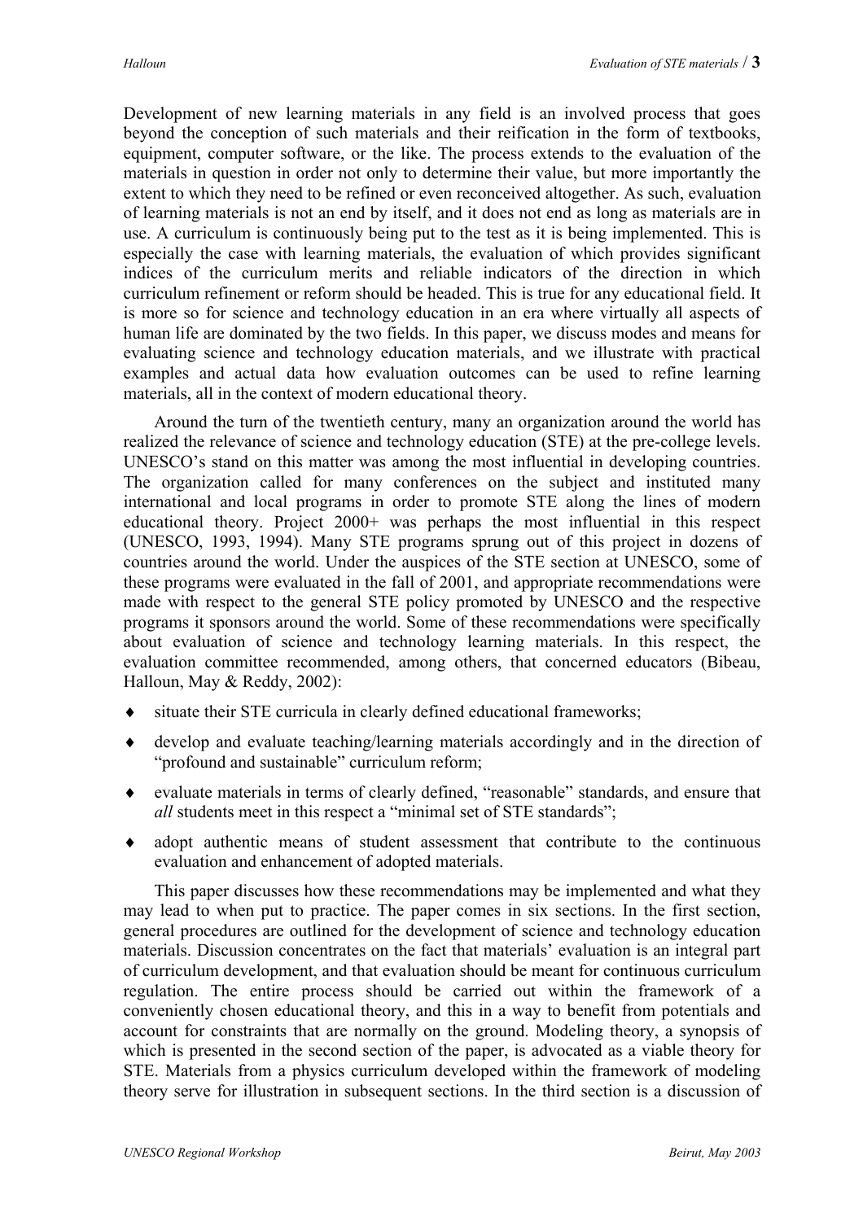Development of new learning materials in any field is an involved process that goes beyond the conception of such materials and their reification in the form of textbooks, equipment, computer software, or the like. The process extends to the evaluation of the materials in question in order not only to determine their value, but more importantly the extent to which they need to be refined or even reconceived altogether. As such, evaluation of learning materials is not an end by itself, and it does not end as long as materials are in use. A curriculum is continuously being put to the test as it is being implemented. This is especially the case with learning materials, the evaluation of which provides significant indices of the curriculum merits and reliable indicators of the direction in which curriculum refinement or reform should be headed. This is true for any educational field. It is more so for science and technology education in an era where virtually all aspects of human life are dominated by the two fields. In this paper, we discuss modes and means for evaluating science and technology education materials, and we illustrate with practical examples and actual data how evaluation outcomes can be used to refine learning materials, all in the context of modern educational theory.

Around the turn of the twentieth century, many an organization around the world has realized the relevance of science and technology education (STE) at the pre-college levels. UNESCO's stand on this matter was among the most influential in developing countries. The organization called for many conferences on the subject and instituted many international and local programs in order to promote STE along the lines of modern educational theory. Project 2000+ was perhaps the most influential in this respect (UNESCO, 1993, 1994). Many STE programs sprung out of this project in dozens of countries around the world. Under the auspices of the STE section at UNESCO, some of these programs were evaluated in the fall of 2001, and appropriate recommendations were made with respect to the general STE policy promoted by UNESCO and the respective programs it sponsors around the world. Some of these recommendations were specifically about evaluation of science and technology learning materials. In this respect, the evaluation committee recommended, among others, that concerned educators (Bibeau, Halloun, May & Reddy, 2002):

- situate their STE curricula in clearly defined educational frameworks;
- develop and evaluate teaching/learning materials accordingly and in the direction of "profound and sustainable" curriculum reform;
- evaluate materials in terms of clearly defined, "reasonable" standards, and ensure that *all* students meet in this respect a "minimal set of STE standards";
- adopt authentic means of student assessment that contribute to the continuous evaluation and enhancement of adopted materials.

This paper discusses how these recommendations may be implemented and what they may lead to when put to practice. The paper comes in six sections. In the first section, general procedures are outlined for the development of science and technology education materials. Discussion concentrates on the fact that materials' evaluation is an integral part of curriculum development, and that evaluation should be meant for continuous curriculum regulation. The entire process should be carried out within the framework of a conveniently chosen educational theory, and this in a way to benefit from potentials and account for constraints that are normally on the ground. Modeling theory, a synopsis of which is presented in the second section of the paper, is advocated as a viable theory for STE. Materials from a physics curriculum developed within the framework of modeling theory serve for illustration in subsequent sections. In the third section is a discussion of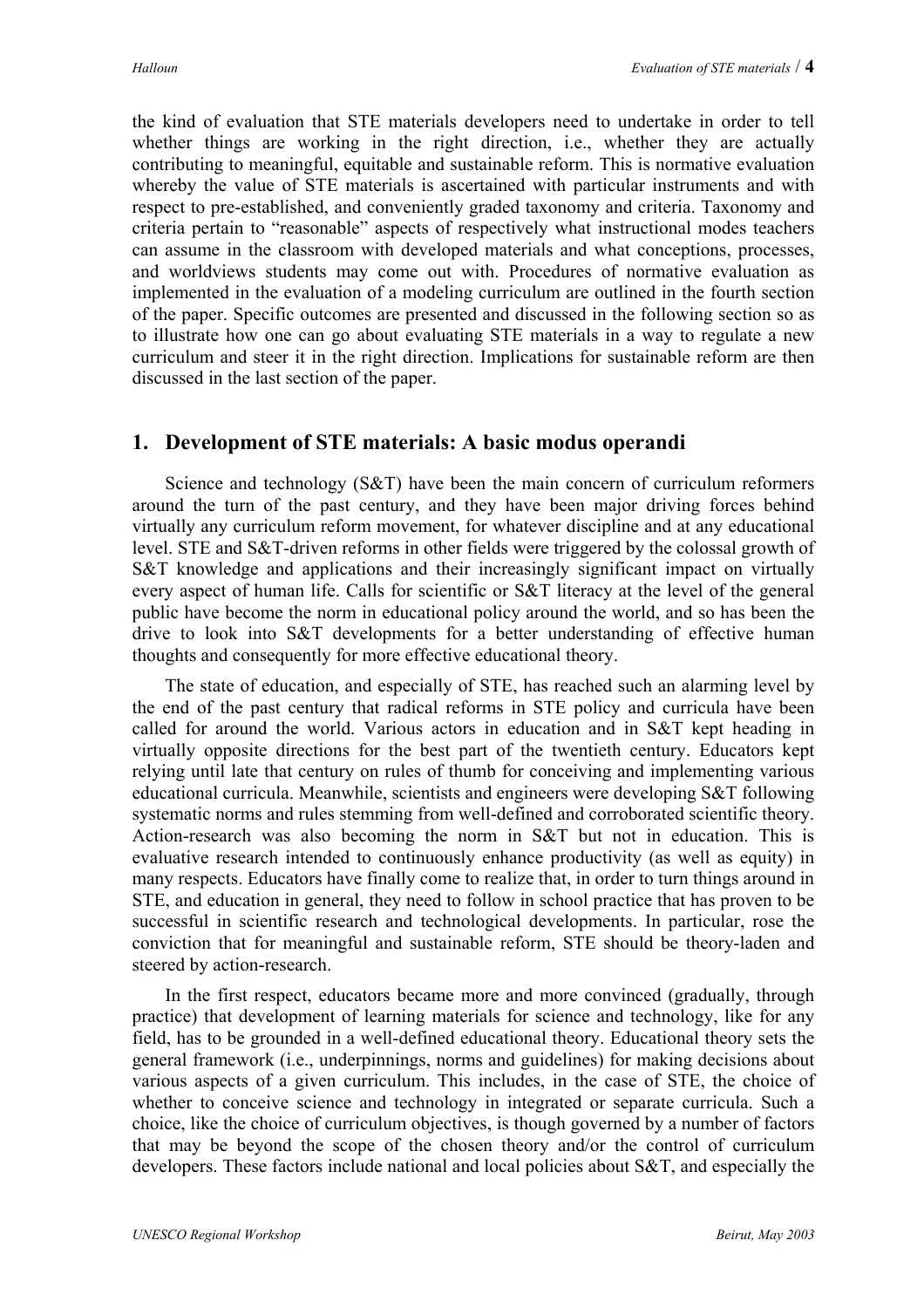the kind of evaluation that STE materials developers need to undertake in order to tell whether things are working in the right direction, i.e., whether they are actually contributing to meaningful, equitable and sustainable reform. This is normative evaluation whereby the value of STE materials is ascertained with particular instruments and with respect to pre-established, and conveniently graded taxonomy and criteria. Taxonomy and criteria pertain to "reasonable" aspects of respectively what instructional modes teachers can assume in the classroom with developed materials and what conceptions, processes, and worldviews students may come out with. Procedures of normative evaluation as implemented in the evaluation of a modeling curriculum are outlined in the fourth section of the paper. Specific outcomes are presented and discussed in the following section so as to illustrate how one can go about evaluating STE materials in a way to regulate a new curriculum and steer it in the right direction. Implications for sustainable reform are then discussed in the last section of the paper.

## 1. Development of STE materials: A basic modus operandi

Science and technology (S&T) have been the main concern of curriculum reformers around the turn of the past century, and they have been major driving forces behind virtually any curriculum reform movement, for whatever discipline and at any educational level. STE and S&T-driven reforms in other fields were triggered by the colossal growth of S&T knowledge and applications and their increasingly significant impact on virtually every aspect of human life. Calls for scientific or S&T literacy at the level of the general public have become the norm in educational policy around the world, and so has been the drive to look into S&T developments for a better understanding of effective human thoughts and consequently for more effective educational theory.

The state of education, and especially of STE, has reached such an alarming level by the end of the past century that radical reforms in STE policy and curricula have been called for around the world. Various actors in education and in S&T kept heading in virtually opposite directions for the best part of the twentieth century. Educators kept relying until late that century on rules of thumb for conceiving and implementing various educational curricula. Meanwhile, scientists and engineers were developing S&T following systematic norms and rules stemming from well-defined and corroborated scientific theory. Action-research was also becoming the norm in S&T but not in education. This is evaluative research intended to continuously enhance productivity (as well as equity) in many respects. Educators have finally come to realize that, in order to turn things around in STE, and education in general, they need to follow in school practice that has proven to be successful in scientific research and technological developments. In particular, rose the conviction that for meaningful and sustainable reform, STE should be theory-laden and steered by action-research.

In the first respect, educators became more and more convinced (gradually, through practice) that development of learning materials for science and technology, like for any field, has to be grounded in a well-defined educational theory. Educational theory sets the general framework (i.e., underpinnings, norms and guidelines) for making decisions about various aspects of a given curriculum. This includes, in the case of STE, the choice of whether to conceive science and technology in integrated or separate curricula. Such a choice, like the choice of curriculum objectives, is though governed by a number of factors that may be beyond the scope of the chosen theory and/or the control of curriculum developers. These factors include national and local policies about S&T, and especially the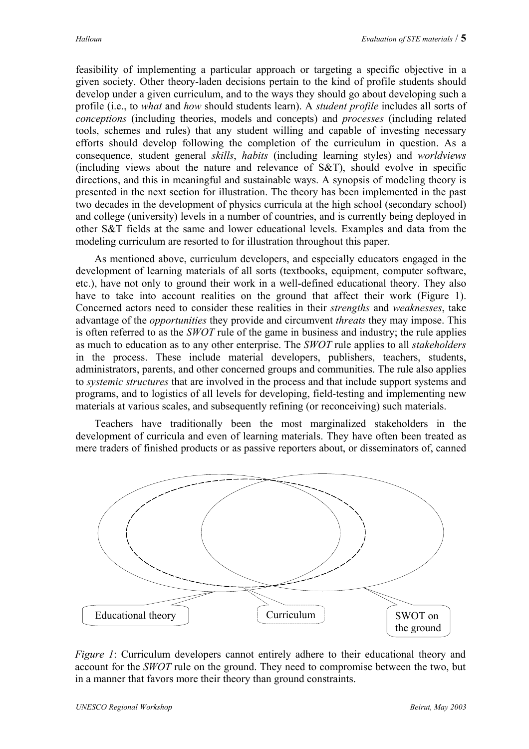feasibility of implementing a particular approach or targeting a specific objective in a given society. Other theory-laden decisions pertain to the kind of profile students should develop under a given curriculum, and to the ways they should go about developing such a profile (i.e., to *what* and *how* should students learn). A *student profile* includes all sorts of *conceptions* (including theories, models and concepts) and *processes* (including related tools, schemes and rules) that any student willing and capable of investing necessary efforts should develop following the completion of the curriculum in question. As a consequence, student general *skills*, *habits* (including learning styles) and *worldviews* (including views about the nature and relevance of S&T), should evolve in specific directions, and this in meaningful and sustainable ways. A synopsis of modeling theory is presented in the next section for illustration. The theory has been implemented in the past two decades in the development of physics curricula at the high school (secondary school) and college (university) levels in a number of countries, and is currently being deployed in other S&T fields at the same and lower educational levels. Examples and data from the modeling curriculum are resorted to for illustration throughout this paper.

As mentioned above, curriculum developers, and especially educators engaged in the development of learning materials of all sorts (textbooks, equipment, computer software, etc.), have not only to ground their work in a well-defined educational theory. They also have to take into account realities on the ground that affect their work (Figure 1). Concerned actors need to consider these realities in their *strengths* and *weaknesses*, take advantage of the *opportunities* they provide and circumvent *threats* they may impose. This is often referred to as the *SWOT* rule of the game in business and industry; the rule applies as much to education as to any other enterprise. The *SWOT* rule applies to all *stakeholders* in the process. These include material developers, publishers, teachers, students, administrators, parents, and other concerned groups and communities. The rule also applies to *systemic structures* that are involved in the process and that include support systems and programs, and to logistics of all levels for developing, field-testing and implementing new materials at various scales, and subsequently refining (or reconceiving) such materials.

Teachers have traditionally been the most marginalized stakeholders in the development of curricula and even of learning materials. They have often been treated as mere traders of finished products or as passive reporters about, or disseminators of, canned

Educational theory | Curriculum | SWOT on the ground

*Figure 1*: Curriculum developers cannot entirely adhere to their educational theory and account for the *SWOT* rule on the ground. They need to compromise between the two, but in a manner that favors more their theory than ground constraints.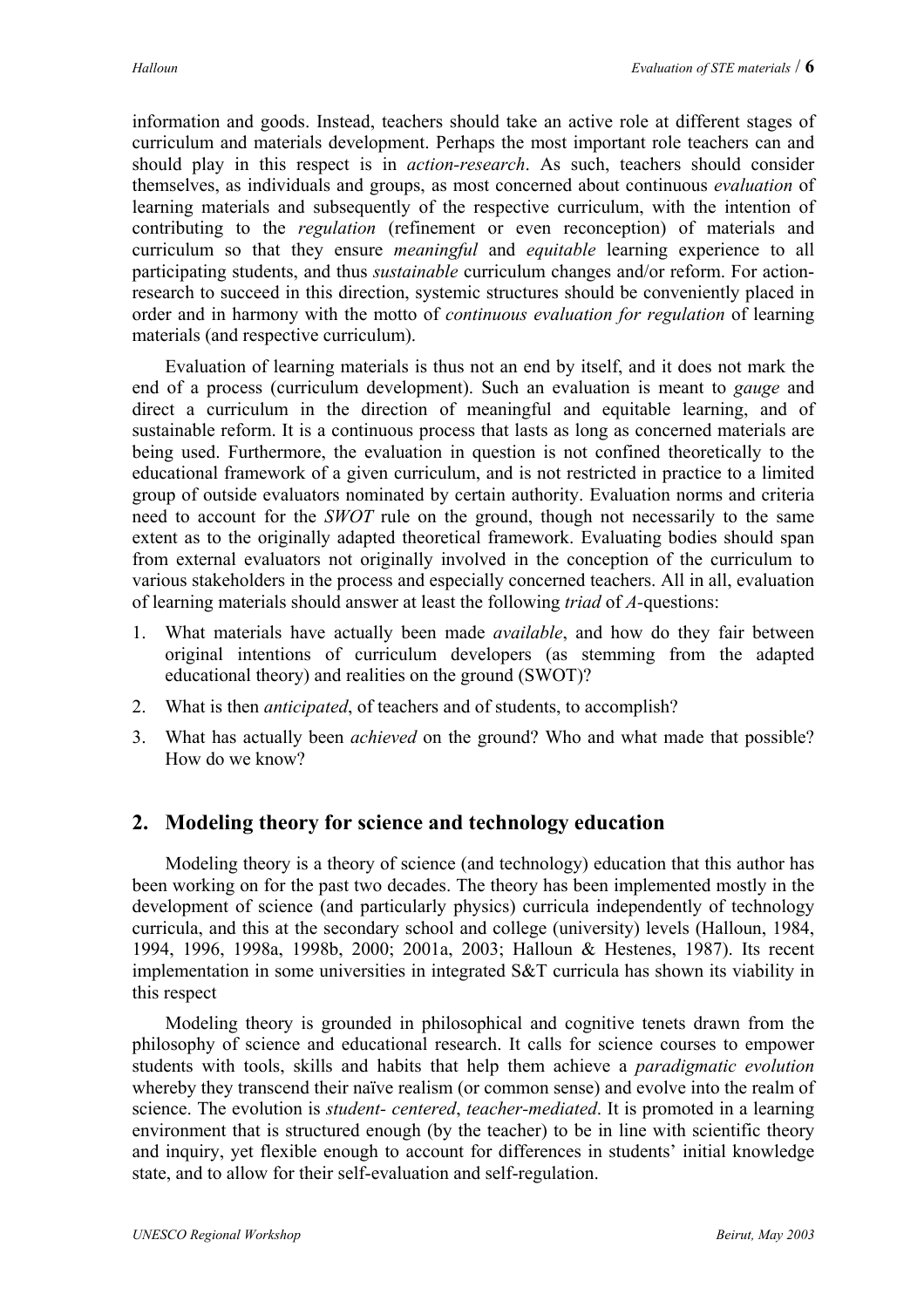information and goods. Instead, teachers should take an active role at different stages of curriculum and materials development. Perhaps the most important role teachers can and should play in this respect is in *action-research*. As such, teachers should consider themselves, as individuals and groups, as most concerned about continuous *evaluation* of learning materials and subsequently of the respective curriculum, with the intention of contributing to the *regulation* (refinement or even reconception) of materials and curriculum so that they ensure *meaningful* and *equitable* learning experience to all participating students, and thus *sustainable* curriculum changes and/or reform. For action-research to succeed in this direction, systemic structures should be conveniently placed in order and in harmony with the motto of *continuous evaluation for regulation* of learning materials (and respective curriculum).

Evaluation of learning materials is thus not an end by itself, and it does not mark the end of a process (curriculum development). Such an evaluation is meant to *gauge* and direct a curriculum in the direction of meaningful and equitable learning, and of sustainable reform. It is a continuous process that lasts as long as concerned materials are being used. Furthermore, the evaluation in question is not confined theoretically to the educational framework of a given curriculum, and is not restricted in practice to a limited group of outside evaluators nominated by certain authority. Evaluation norms and criteria need to account for the *SWOT* rule on the ground, though not necessarily to the same extent as to the originally adapted theoretical framework. Evaluating bodies should span from external evaluators not originally involved in the conception of the curriculum to various stakeholders in the process and especially concerned teachers. All in all, evaluation of learning materials should answer at least the following *triad* of *A*-questions:

1. What materials have actually been made *available*, and how do they fair between original intentions of curriculum developers (as stemming from the adapted educational theory) and realities on the ground (SWOT)?
2. What is then *anticipated*, of teachers and of students, to accomplish?
3. What has actually been *achieved* on the ground? Who and what made that possible? How do we know?

## 2. Modeling theory for science and technology education

Modeling theory is a theory of science (and technology) education that this author has been working on for the past two decades. The theory has been implemented mostly in the development of science (and particularly physics) curricula independently of technology curricula, and this at the secondary school and college (university) levels (Halloun, 1984, 1994, 1996, 1998a, 1998b, 2000; 2001a, 2003; Halloun & Hestenes, 1987). Its recent implementation in some universities in integrated S&T curricula has shown its viability in this respect

Modeling theory is grounded in philosophical and cognitive tenets drawn from the philosophy of science and educational research. It calls for science courses to empower students with tools, skills and habits that help them achieve a *paradigmatic evolution* whereby they transcend their naïve realism (or common sense) and evolve into the realm of science. The evolution is *student- centered*, *teacher-mediated*. It is promoted in a learning environment that is structured enough (by the teacher) to be in line with scientific theory and inquiry, yet flexible enough to account for differences in students' initial knowledge state, and to allow for their self-evaluation and self-regulation.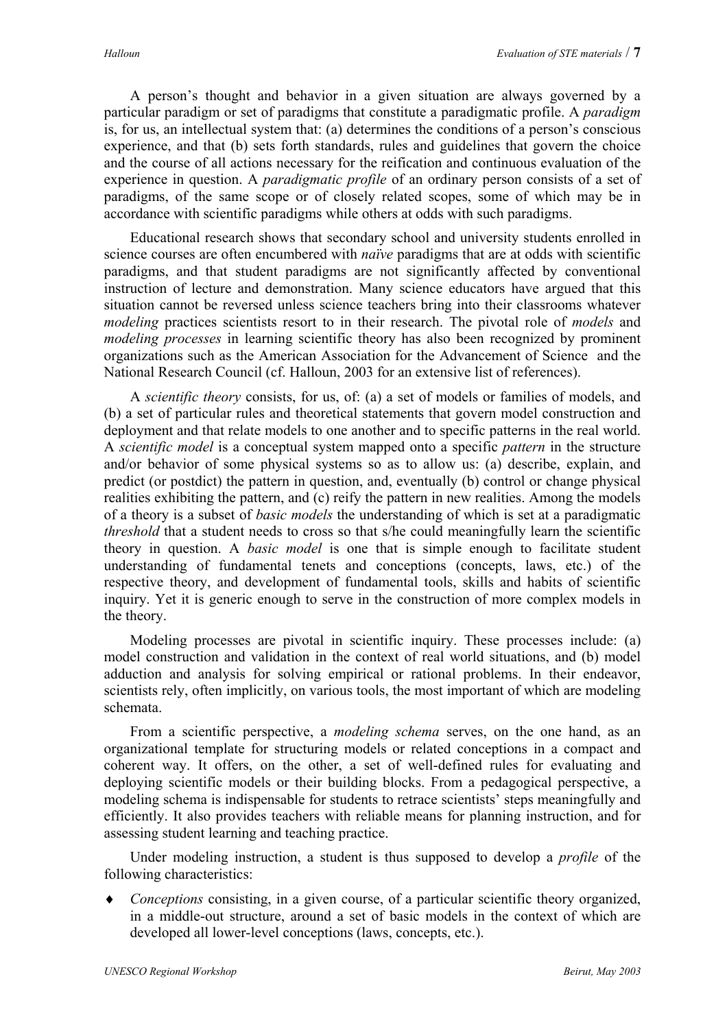A person's thought and behavior in a given situation are always governed by a particular paradigm or set of paradigms that constitute a paradigmatic profile. A *paradigm* is, for us, an intellectual system that: (a) determines the conditions of a person's conscious experience, and that (b) sets forth standards, rules and guidelines that govern the choice and the course of all actions necessary for the reification and continuous evaluation of the experience in question. A *paradigmatic profile* of an ordinary person consists of a set of paradigms, of the same scope or of closely related scopes, some of which may be in accordance with scientific paradigms while others at odds with such paradigms.

Educational research shows that secondary school and university students enrolled in science courses are often encumbered with *naïve* paradigms that are at odds with scientific paradigms, and that student paradigms are not significantly affected by conventional instruction of lecture and demonstration. Many science educators have argued that this situation cannot be reversed unless science teachers bring into their classrooms whatever *modeling* practices scientists resort to in their research. The pivotal role of *models* and *modeling processes* in learning scientific theory has also been recognized by prominent organizations such as the American Association for the Advancement of Science and the National Research Council (cf. Halloun, 2003 for an extensive list of references).

A *scientific theory* consists, for us, of: (a) a set of models or families of models, and (b) a set of particular rules and theoretical statements that govern model construction and deployment and that relate models to one another and to specific patterns in the real world. A *scientific model* is a conceptual system mapped onto a specific *pattern* in the structure and/or behavior of some physical systems so as to allow us: (a) describe, explain, and predict (or postdict) the pattern in question, and, eventually (b) control or change physical realities exhibiting the pattern, and (c) reify the pattern in new realities. Among the models of a theory is a subset of *basic models* the understanding of which is set at a paradigmatic *threshold* that a student needs to cross so that s/he could meaningfully learn the scientific theory in question. A *basic model* is one that is simple enough to facilitate student understanding of fundamental tenets and conceptions (concepts, laws, etc.) of the respective theory, and development of fundamental tools, skills and habits of scientific inquiry. Yet it is generic enough to serve in the construction of more complex models in the theory.

Modeling processes are pivotal in scientific inquiry. These processes include: (a) model construction and validation in the context of real world situations, and (b) model adduction and analysis for solving empirical or rational problems. In their endeavor, scientists rely, often implicitly, on various tools, the most important of which are modeling schemata.

From a scientific perspective, a *modeling schema* serves, on the one hand, as an organizational template for structuring models or related conceptions in a compact and coherent way. It offers, on the other, a set of well-defined rules for evaluating and deploying scientific models or their building blocks. From a pedagogical perspective, a modeling schema is indispensable for students to retrace scientists' steps meaningfully and efficiently. It also provides teachers with reliable means for planning instruction, and for assessing student learning and teaching practice.

Under modeling instruction, a student is thus supposed to develop a *profile* of the following characteristics:

- *Conceptions* consisting, in a given course, of a particular scientific theory organized, in a middle-out structure, around a set of basic models in the context of which are developed all lower-level conceptions (laws, concepts, etc.).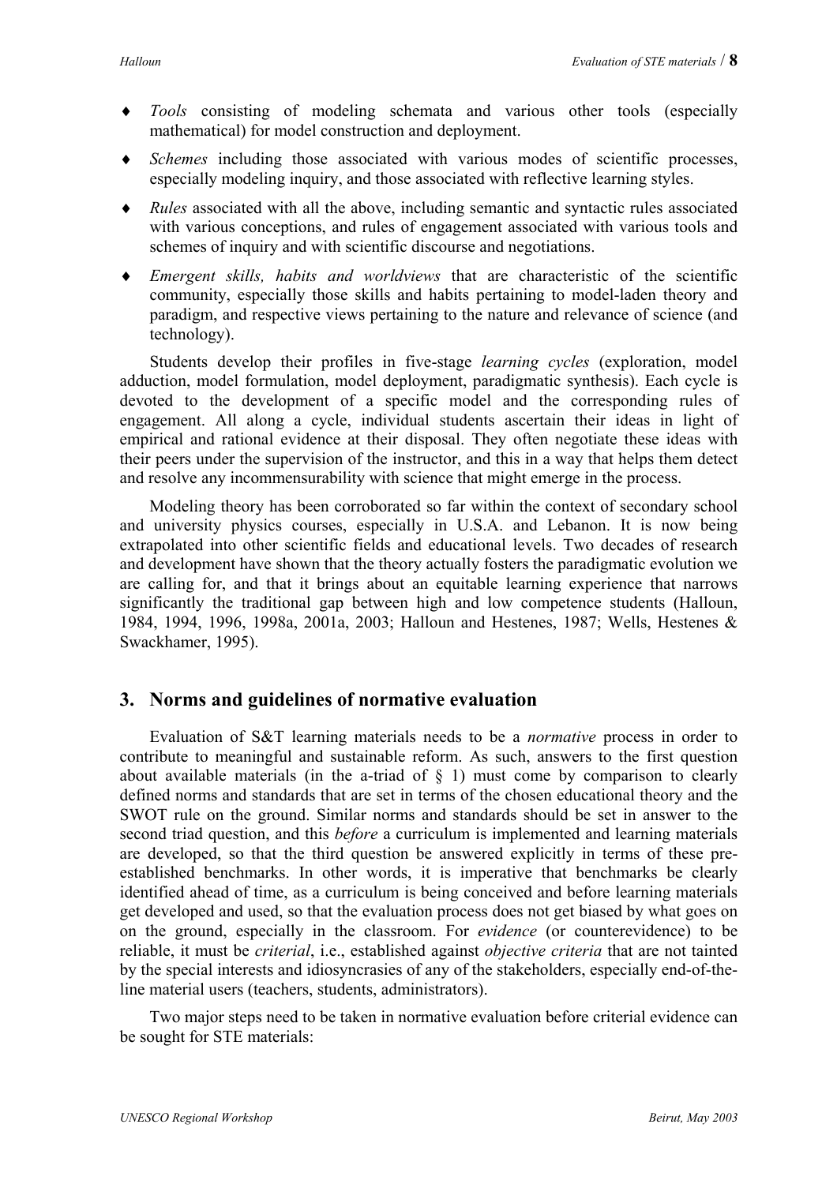- *Tools* consisting of modeling schemata and various other tools (especially mathematical) for model construction and deployment.
- *Schemes* including those associated with various modes of scientific processes, especially modeling inquiry, and those associated with reflective learning styles.
- *Rules* associated with all the above, including semantic and syntactic rules associated with various conceptions, and rules of engagement associated with various tools and schemes of inquiry and with scientific discourse and negotiations.
- *Emergent skills, habits and worldviews* that are characteristic of the scientific community, especially those skills and habits pertaining to model-laden theory and paradigm, and respective views pertaining to the nature and relevance of science (and technology).

Students develop their profiles in five-stage *learning cycles* (exploration, model adduction, model formulation, model deployment, paradigmatic synthesis). Each cycle is devoted to the development of a specific model and the corresponding rules of engagement. All along a cycle, individual students ascertain their ideas in light of empirical and rational evidence at their disposal. They often negotiate these ideas with their peers under the supervision of the instructor, and this in a way that helps them detect and resolve any incommensurability with science that might emerge in the process.

Modeling theory has been corroborated so far within the context of secondary school and university physics courses, especially in U.S.A. and Lebanon. It is now being extrapolated into other scientific fields and educational levels. Two decades of research and development have shown that the theory actually fosters the paradigmatic evolution we are calling for, and that it brings about an equitable learning experience that narrows significantly the traditional gap between high and low competence students (Halloun, 1984, 1994, 1996, 1998a, 2001a, 2003; Halloun and Hestenes, 1987; Wells, Hestenes & Swackhamer, 1995).

## 3. Norms and guidelines of normative evaluation

Evaluation of S&T learning materials needs to be a *normative* process in order to contribute to meaningful and sustainable reform. As such, answers to the first question about available materials (in the a-triad of § 1) must come by comparison to clearly defined norms and standards that are set in terms of the chosen educational theory and the SWOT rule on the ground. Similar norms and standards should be set in answer to the second triad question, and this *before* a curriculum is implemented and learning materials are developed, so that the third question be answered explicitly in terms of these pre-established benchmarks. In other words, it is imperative that benchmarks be clearly identified ahead of time, as a curriculum is being conceived and before learning materials get developed and used, so that the evaluation process does not get biased by what goes on on the ground, especially in the classroom. For *evidence* (or counterevidence) to be reliable, it must be *criterial*, i.e., established against *objective criteria* that are not tainted by the special interests and idiosyncrasies of any of the stakeholders, especially end-of-the-line material users (teachers, students, administrators).

Two major steps need to be taken in normative evaluation before criterial evidence can be sought for STE materials: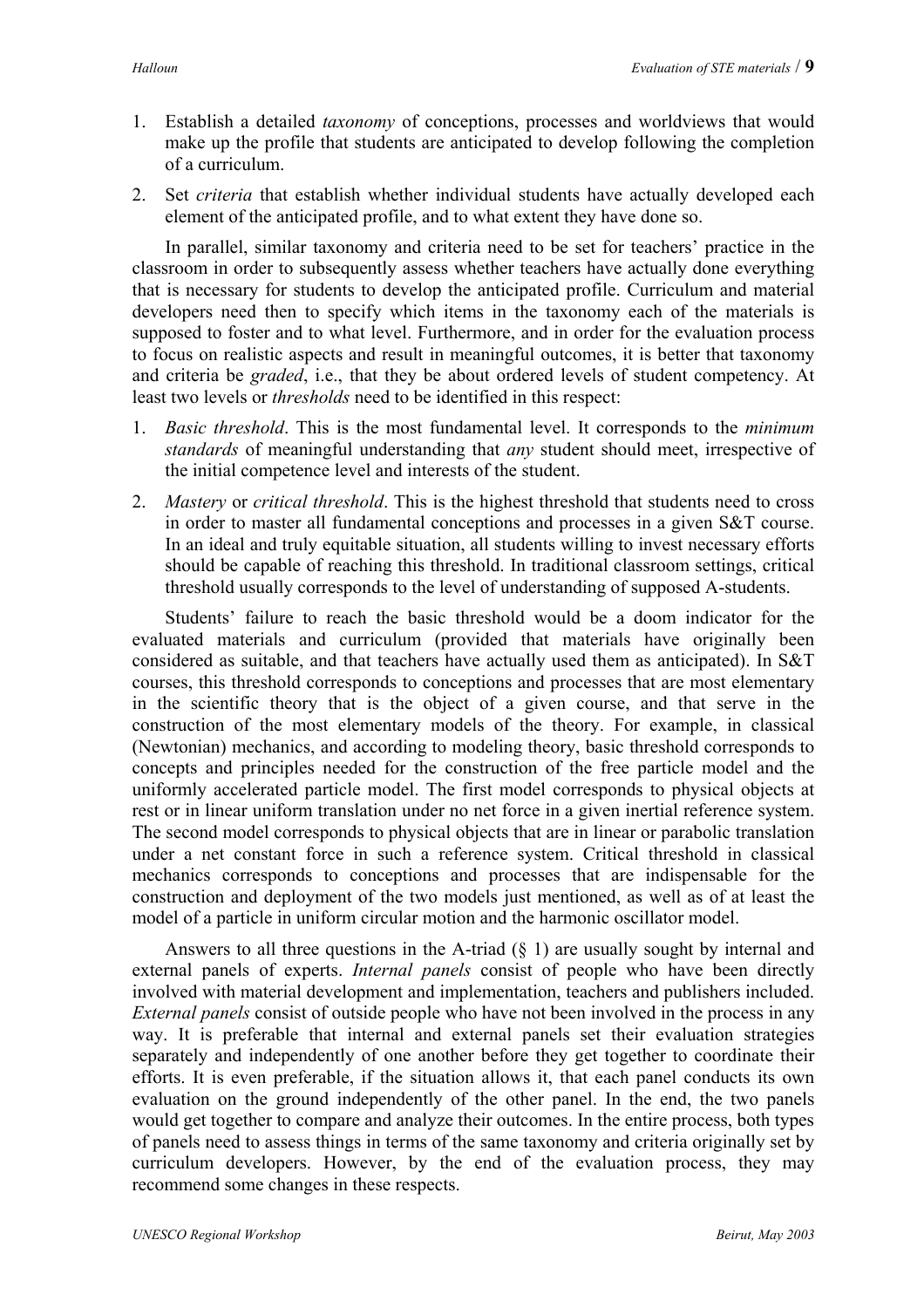1. Establish a detailed *taxonomy* of conceptions, processes and worldviews that would make up the profile that students are anticipated to develop following the completion of a curriculum.
2. Set *criteria* that establish whether individual students have actually developed each element of the anticipated profile, and to what extent they have done so.

In parallel, similar taxonomy and criteria need to be set for teachers' practice in the classroom in order to subsequently assess whether teachers have actually done everything that is necessary for students to develop the anticipated profile. Curriculum and material developers need then to specify which items in the taxonomy each of the materials is supposed to foster and to what level. Furthermore, and in order for the evaluation process to focus on realistic aspects and result in meaningful outcomes, it is better that taxonomy and criteria be *graded*, i.e., that they be about ordered levels of student competency. At least two levels or *thresholds* need to be identified in this respect:

1. *Basic threshold*. This is the most fundamental level. It corresponds to the *minimum standards* of meaningful understanding that *any* student should meet, irrespective of the initial competence level and interests of the student.
2. *Mastery* or *critical threshold*. This is the highest threshold that students need to cross in order to master all fundamental conceptions and processes in a given S&T course. In an ideal and truly equitable situation, all students willing to invest necessary efforts should be capable of reaching this threshold. In traditional classroom settings, critical threshold usually corresponds to the level of understanding of supposed A-students.

Students' failure to reach the basic threshold would be a doom indicator for the evaluated materials and curriculum (provided that materials have originally been considered as suitable, and that teachers have actually used them as anticipated). In S&T courses, this threshold corresponds to conceptions and processes that are most elementary in the scientific theory that is the object of a given course, and that serve in the construction of the most elementary models of the theory. For example, in classical (Newtonian) mechanics, and according to modeling theory, basic threshold corresponds to concepts and principles needed for the construction of the free particle model and the uniformly accelerated particle model. The first model corresponds to physical objects at rest or in linear uniform translation under no net force in a given inertial reference system. The second model corresponds to physical objects that are in linear or parabolic translation under a net constant force in such a reference system. Critical threshold in classical mechanics corresponds to conceptions and processes that are indispensable for the construction and deployment of the two models just mentioned, as well as of at least the model of a particle in uniform circular motion and the harmonic oscillator model.

Answers to all three questions in the A-triad (§ 1) are usually sought by internal and external panels of experts. *Internal panels* consist of people who have been directly involved with material development and implementation, teachers and publishers included. *External panels* consist of outside people who have not been involved in the process in any way. It is preferable that internal and external panels set their evaluation strategies separately and independently of one another before they get together to coordinate their efforts. It is even preferable, if the situation allows it, that each panel conducts its own evaluation on the ground independently of the other panel. In the end, the two panels would get together to compare and analyze their outcomes. In the entire process, both types of panels need to assess things in terms of the same taxonomy and criteria originally set by curriculum developers. However, by the end of the evaluation process, they may recommend some changes in these respects.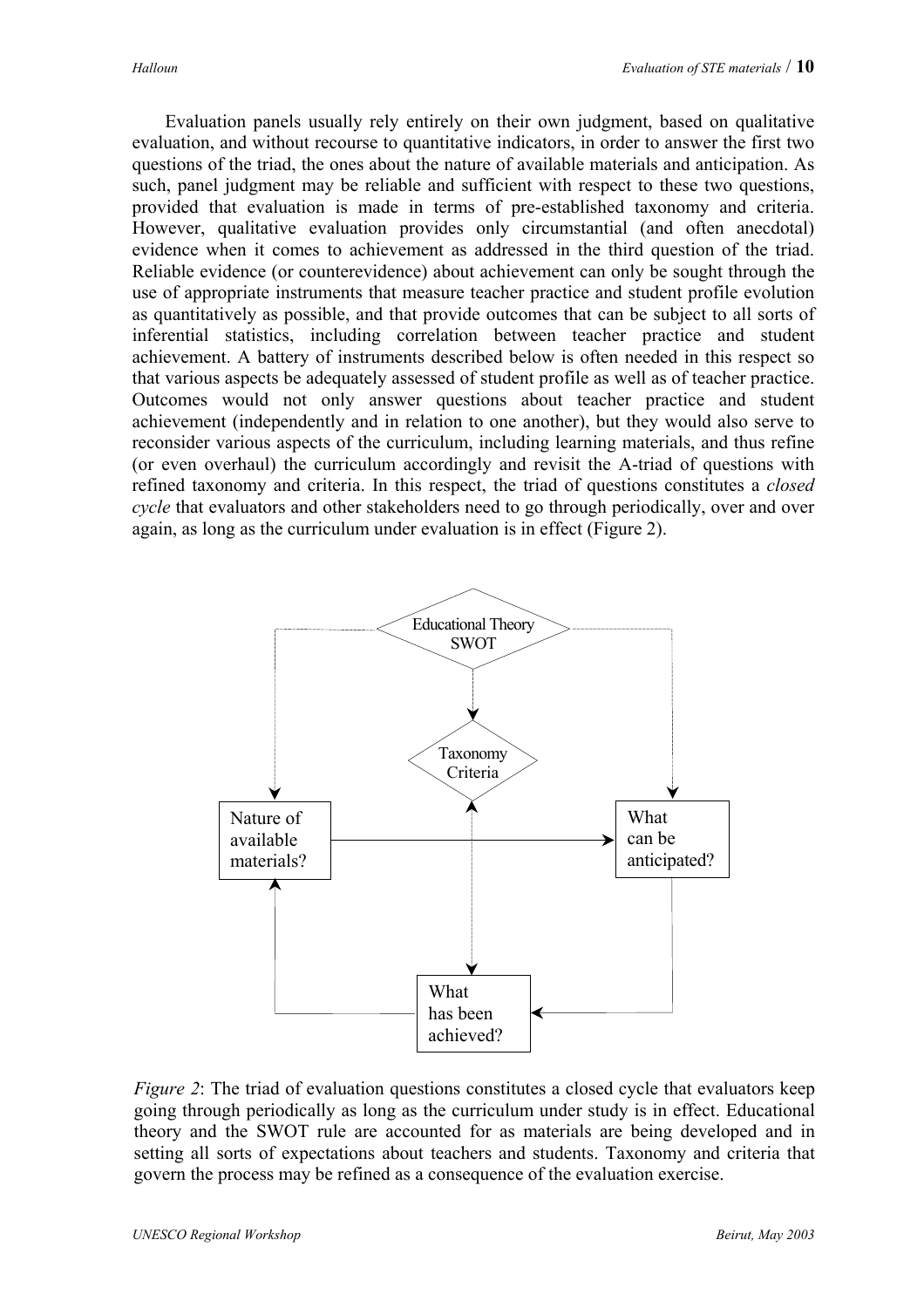Evaluation panels usually rely entirely on their own judgment, based on qualitative evaluation, and without recourse to quantitative indicators, in order to answer the first two questions of the triad, the ones about the nature of available materials and anticipation. As such, panel judgment may be reliable and sufficient with respect to these two questions, provided that evaluation is made in terms of pre-established taxonomy and criteria. However, qualitative evaluation provides only circumstantial (and often anecdotal) evidence when it comes to achievement as addressed in the third question of the triad. Reliable evidence (or counterevidence) about achievement can only be sought through the use of appropriate instruments that measure teacher practice and student profile evolution as quantitatively as possible, and that provide outcomes that can be subject to all sorts of inferential statistics, including correlation between teacher practice and student achievement. A battery of instruments described below is often needed in this respect so that various aspects be adequately assessed of student profile as well as of teacher practice. Outcomes would not only answer questions about teacher practice and student achievement (independently and in relation to one another), but they would also serve to reconsider various aspects of the curriculum, including learning materials, and thus refine (or even overhaul) the curriculum accordingly and revisit the A-triad of questions with refined taxonomy and criteria. In this respect, the triad of questions constitutes a *closed cycle* that evaluators and other stakeholders need to go through periodically, over and over again, as long as the curriculum under evaluation is in effect (Figure 2).

Educational Theory SWOT

Taxonomy Criteria

Nature of available materials?

What can be anticipated?

What has been achieved?

*Figure 2*: The triad of evaluation questions constitutes a closed cycle that evaluators keep going through periodically as long as the curriculum under study is in effect. Educational theory and the SWOT rule are accounted for as materials are being developed and in setting all sorts of expectations about teachers and students. Taxonomy and criteria that govern the process may be refined as a consequence of the evaluation exercise.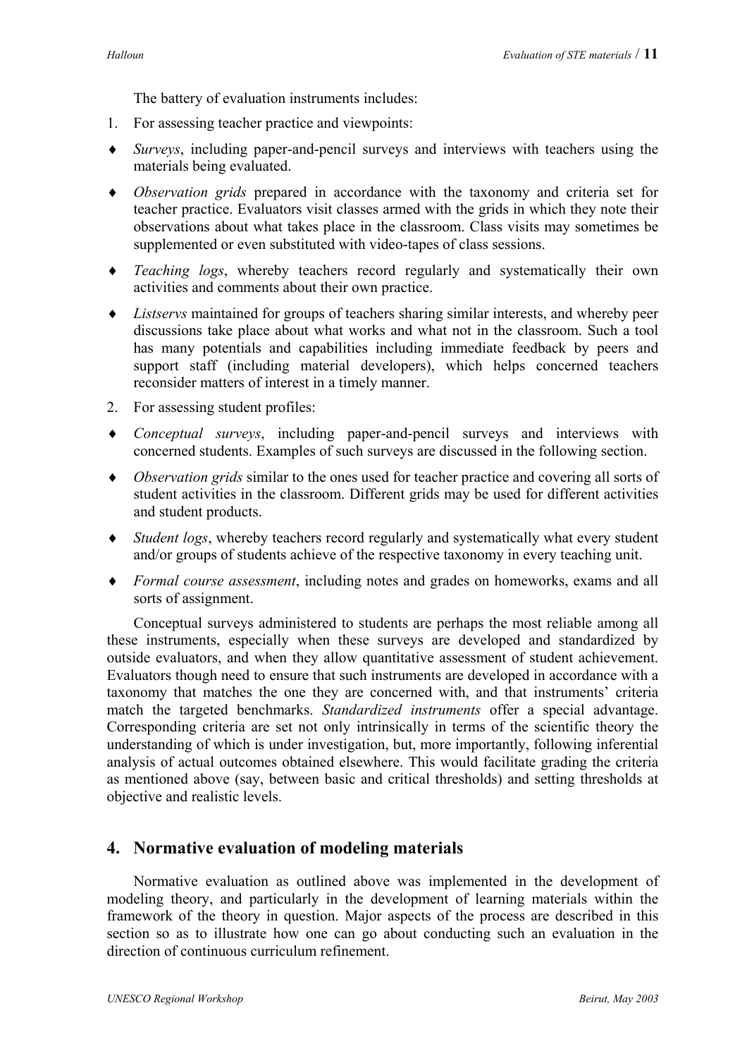The battery of evaluation instruments includes:

1. For assessing teacher practice and viewpoints:

- *Surveys*, including paper-and-pencil surveys and interviews with teachers using the materials being evaluated.
- *Observation grids* prepared in accordance with the taxonomy and criteria set for teacher practice. Evaluators visit classes armed with the grids in which they note their observations about what takes place in the classroom. Class visits may sometimes be supplemented or even substituted with video-tapes of class sessions.
- *Teaching logs*, whereby teachers record regularly and systematically their own activities and comments about their own practice.
- *Listservs* maintained for groups of teachers sharing similar interests, and whereby peer discussions take place about what works and what not in the classroom. Such a tool has many potentials and capabilities including immediate feedback by peers and support staff (including material developers), which helps concerned teachers reconsider matters of interest in a timely manner.

2. For assessing student profiles:

- *Conceptual surveys*, including paper-and-pencil surveys and interviews with concerned students. Examples of such surveys are discussed in the following section.
- *Observation grids* similar to the ones used for teacher practice and covering all sorts of student activities in the classroom. Different grids may be used for different activities and student products.
- *Student logs*, whereby teachers record regularly and systematically what every student and/or groups of students achieve of the respective taxonomy in every teaching unit.
- *Formal course assessment*, including notes and grades on homeworks, exams and all sorts of assignment.

Conceptual surveys administered to students are perhaps the most reliable among all these instruments, especially when these surveys are developed and standardized by outside evaluators, and when they allow quantitative assessment of student achievement. Evaluators though need to ensure that such instruments are developed in accordance with a taxonomy that matches the one they are concerned with, and that instruments' criteria match the targeted benchmarks. *Standardized instruments* offer a special advantage. Corresponding criteria are set not only intrinsically in terms of the scientific theory the understanding of which is under investigation, but, more importantly, following inferential analysis of actual outcomes obtained elsewhere. This would facilitate grading the criteria as mentioned above (say, between basic and critical thresholds) and setting thresholds at objective and realistic levels.

## 4. Normative evaluation of modeling materials

Normative evaluation as outlined above was implemented in the development of modeling theory, and particularly in the development of learning materials within the framework of the theory in question. Major aspects of the process are described in this section so as to illustrate how one can go about conducting such an evaluation in the direction of continuous curriculum refinement.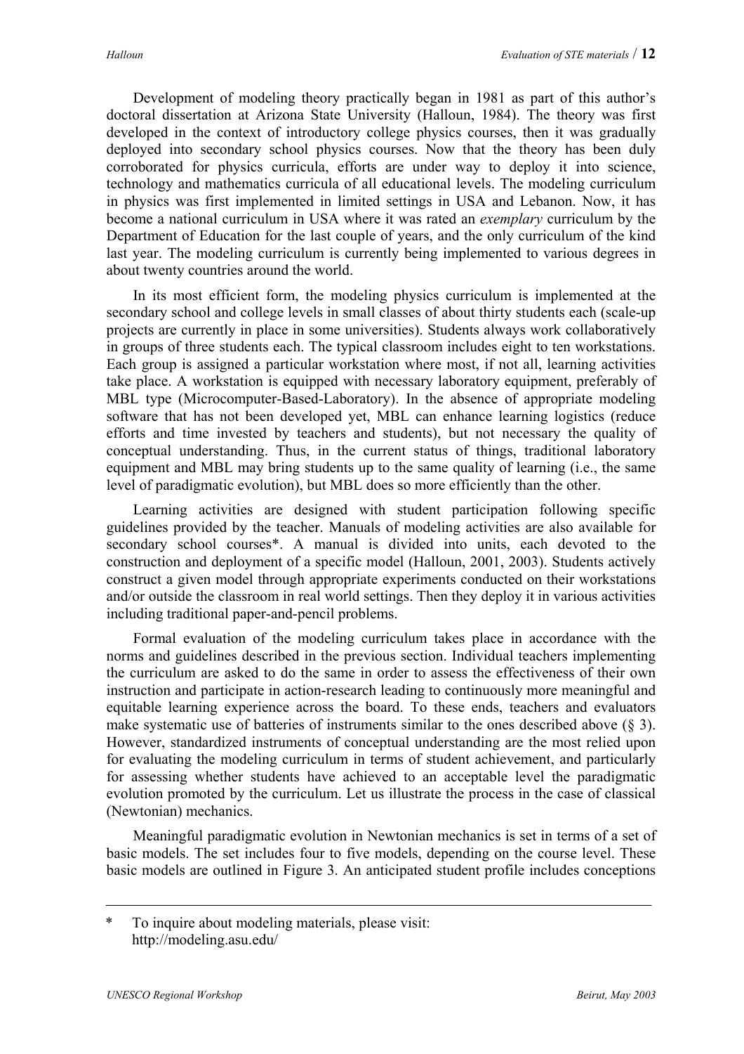Development of modeling theory practically began in 1981 as part of this author's doctoral dissertation at Arizona State University (Halloun, 1984). The theory was first developed in the context of introductory college physics courses, then it was gradually deployed into secondary school physics courses. Now that the theory has been duly corroborated for physics curricula, efforts are under way to deploy it into science, technology and mathematics curricula of all educational levels. The modeling curriculum in physics was first implemented in limited settings in USA and Lebanon. Now, it has become a national curriculum in USA where it was rated an *exemplary* curriculum by the Department of Education for the last couple of years, and the only curriculum of the kind last year. The modeling curriculum is currently being implemented to various degrees in about twenty countries around the world.

In its most efficient form, the modeling physics curriculum is implemented at the secondary school and college levels in small classes of about thirty students each (scale-up projects are currently in place in some universities). Students always work collaboratively in groups of three students each. The typical classroom includes eight to ten workstations. Each group is assigned a particular workstation where most, if not all, learning activities take place. A workstation is equipped with necessary laboratory equipment, preferably of MBL type (Microcomputer-Based-Laboratory). In the absence of appropriate modeling software that has not been developed yet, MBL can enhance learning logistics (reduce efforts and time invested by teachers and students), but not necessary the quality of conceptual understanding. Thus, in the current status of things, traditional laboratory equipment and MBL may bring students up to the same quality of learning (i.e., the same level of paradigmatic evolution), but MBL does so more efficiently than the other.

Learning activities are designed with student participation following specific guidelines provided by the teacher. Manuals of modeling activities are also available for secondary school courses*. A manual is divided into units, each devoted to the construction and deployment of a specific model (Halloun, 2001, 2003). Students actively construct a given model through appropriate experiments conducted on their workstations and/or outside the classroom in real world settings. Then they deploy it in various activities including traditional paper-and-pencil problems.

Formal evaluation of the modeling curriculum takes place in accordance with the norms and guidelines described in the previous section. Individual teachers implementing the curriculum are asked to do the same in order to assess the effectiveness of their own instruction and participate in action-research leading to continuously more meaningful and equitable learning experience across the board. To these ends, teachers and evaluators make systematic use of batteries of instruments similar to the ones described above (§ 3). However, standardized instruments of conceptual understanding are the most relied upon for evaluating the modeling curriculum in terms of student achievement, and particularly for assessing whether students have achieved to an acceptable level the paradigmatic evolution promoted by the curriculum. Let us illustrate the process in the case of classical (Newtonian) mechanics.

Meaningful paradigmatic evolution in Newtonian mechanics is set in terms of a set of basic models. The set includes four to five models, depending on the course level. These basic models are outlined in Figure 3. An anticipated student profile includes conceptions

---

\* To inquire about modeling materials, please visit: http://modeling.asu.edu/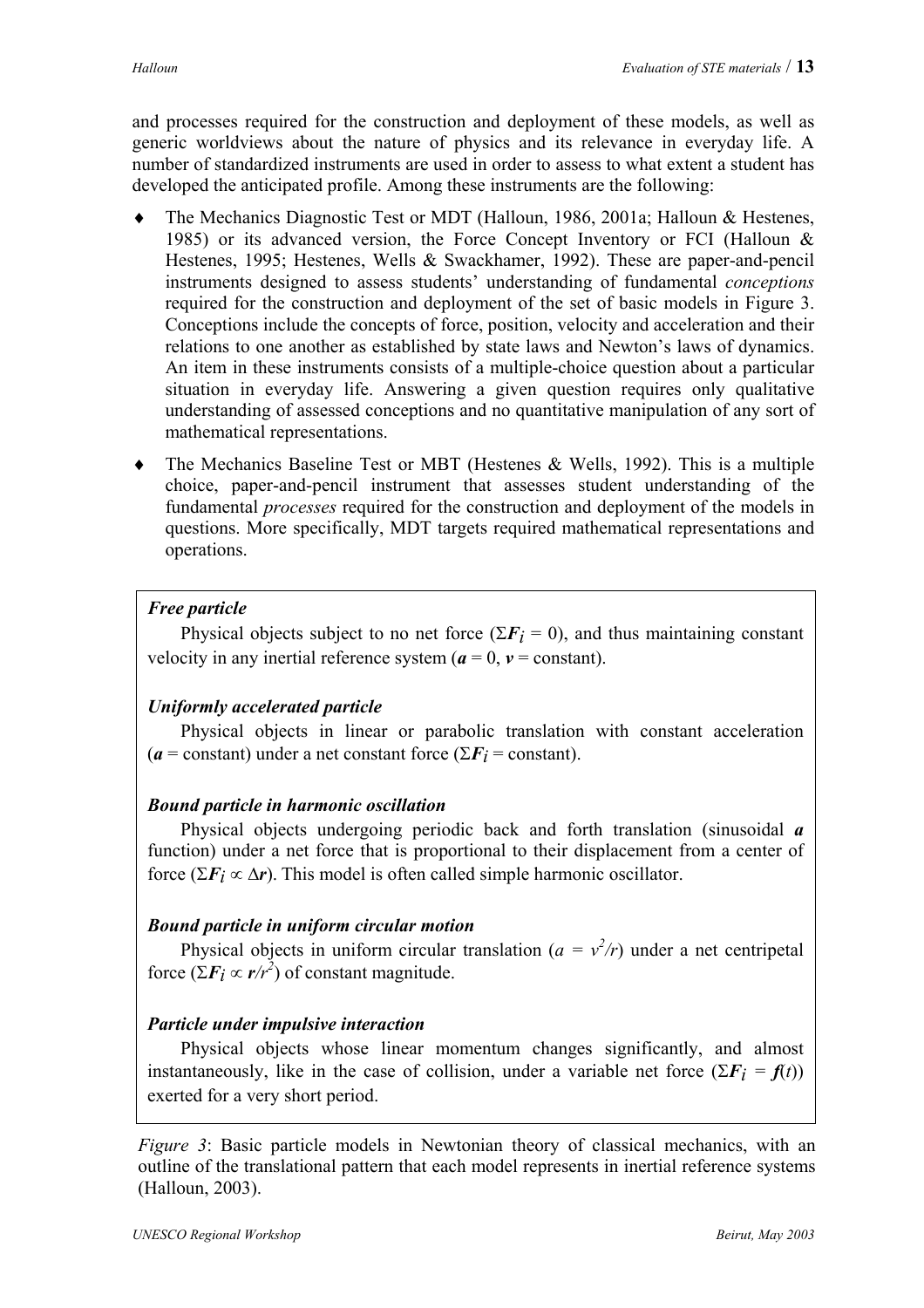and processes required for the construction and deployment of these models, as well as generic worldviews about the nature of physics and its relevance in everyday life. A number of standardized instruments are used in order to assess to what extent a student has developed the anticipated profile. Among these instruments are the following:

- The Mechanics Diagnostic Test or MDT (Halloun, 1986, 2001a; Halloun & Hestenes, 1985) or its advanced version, the Force Concept Inventory or FCI (Halloun & Hestenes, 1995; Hestenes, Wells & Swackhamer, 1992). These are paper-and-pencil instruments designed to assess students' understanding of fundamental *conceptions* required for the construction and deployment of the set of basic models in Figure 3. Conceptions include the concepts of force, position, velocity and acceleration and their relations to one another as established by state laws and Newton's laws of dynamics. An item in these instruments consists of a multiple-choice question about a particular situation in everyday life. Answering a given question requires only qualitative understanding of assessed conceptions and no quantitative manipulation of any sort of mathematical representations.
- The Mechanics Baseline Test or MBT (Hestenes & Wells, 1992). This is a multiple choice, paper-and-pencil instrument that assesses student understanding of the fundamental *processes* required for the construction and deployment of the models in questions. More specifically, MDT targets required mathematical representations and operations.

***Free particle***

Physical objects subject to no net force ($\Sigma \boldsymbol{F}_i = 0$), and thus maintaining constant velocity in any inertial reference system ($\boldsymbol{a} = 0$, $\boldsymbol{v}$ = constant).

***Uniformly accelerated particle***

Physical objects in linear or parabolic translation with constant acceleration ($\boldsymbol{a}$ = constant) under a net constant force ($\Sigma \boldsymbol{F}_i$ = constant).

***Bound particle in harmonic oscillation***

Physical objects undergoing periodic back and forth translation (sinusoidal $\boldsymbol{a}$ function) under a net force that is proportional to their displacement from a center of force ($\Sigma \boldsymbol{F}_i \propto \Delta \boldsymbol{r}$). This model is often called simple harmonic oscillator.

***Bound particle in uniform circular motion***

Physical objects in uniform circular translation ($a = v^2/r$) under a net centripetal force ($\Sigma \boldsymbol{F}_i \propto \boldsymbol{r}/r^2$) of constant magnitude.

***Particle under impulsive interaction***

Physical objects whose linear momentum changes significantly, and almost instantaneously, like in the case of collision, under a variable net force ($\Sigma \boldsymbol{F}_i = \boldsymbol{f}(t)$) exerted for a very short period.

*Figure 3*: Basic particle models in Newtonian theory of classical mechanics, with an outline of the translational pattern that each model represents in inertial reference systems (Halloun, 2003).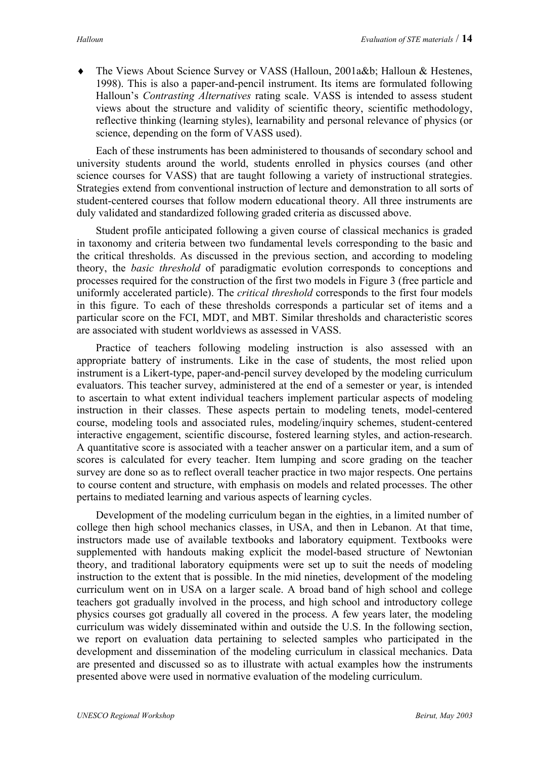- The Views About Science Survey or VASS (Halloun, 2001a&b; Halloun & Hestenes, 1998). This is also a paper-and-pencil instrument. Its items are formulated following Halloun's *Contrasting Alternatives* rating scale. VASS is intended to assess student views about the structure and validity of scientific theory, scientific methodology, reflective thinking (learning styles), learnability and personal relevance of physics (or science, depending on the form of VASS used).

Each of these instruments has been administered to thousands of secondary school and university students around the world, students enrolled in physics courses (and other science courses for VASS) that are taught following a variety of instructional strategies. Strategies extend from conventional instruction of lecture and demonstration to all sorts of student-centered courses that follow modern educational theory. All three instruments are duly validated and standardized following graded criteria as discussed above.

Student profile anticipated following a given course of classical mechanics is graded in taxonomy and criteria between two fundamental levels corresponding to the basic and the critical thresholds. As discussed in the previous section, and according to modeling theory, the *basic threshold* of paradigmatic evolution corresponds to conceptions and processes required for the construction of the first two models in Figure 3 (free particle and uniformly accelerated particle). The *critical threshold* corresponds to the first four models in this figure. To each of these thresholds corresponds a particular set of items and a particular score on the FCI, MDT, and MBT. Similar thresholds and characteristic scores are associated with student worldviews as assessed in VASS.

Practice of teachers following modeling instruction is also assessed with an appropriate battery of instruments. Like in the case of students, the most relied upon instrument is a Likert-type, paper-and-pencil survey developed by the modeling curriculum evaluators. This teacher survey, administered at the end of a semester or year, is intended to ascertain to what extent individual teachers implement particular aspects of modeling instruction in their classes. These aspects pertain to modeling tenets, model-centered course, modeling tools and associated rules, modeling/inquiry schemes, student-centered interactive engagement, scientific discourse, fostered learning styles, and action-research. A quantitative score is associated with a teacher answer on a particular item, and a sum of scores is calculated for every teacher. Item lumping and score grading on the teacher survey are done so as to reflect overall teacher practice in two major respects. One pertains to course content and structure, with emphasis on models and related processes. The other pertains to mediated learning and various aspects of learning cycles.

Development of the modeling curriculum began in the eighties, in a limited number of college then high school mechanics classes, in USA, and then in Lebanon. At that time, instructors made use of available textbooks and laboratory equipment. Textbooks were supplemented with handouts making explicit the model-based structure of Newtonian theory, and traditional laboratory equipments were set up to suit the needs of modeling instruction to the extent that is possible. In the mid nineties, development of the modeling curriculum went on in USA on a larger scale. A broad band of high school and college teachers got gradually involved in the process, and high school and introductory college physics courses got gradually all covered in the process. A few years later, the modeling curriculum was widely disseminated within and outside the U.S. In the following section, we report on evaluation data pertaining to selected samples who participated in the development and dissemination of the modeling curriculum in classical mechanics. Data are presented and discussed so as to illustrate with actual examples how the instruments presented above were used in normative evaluation of the modeling curriculum.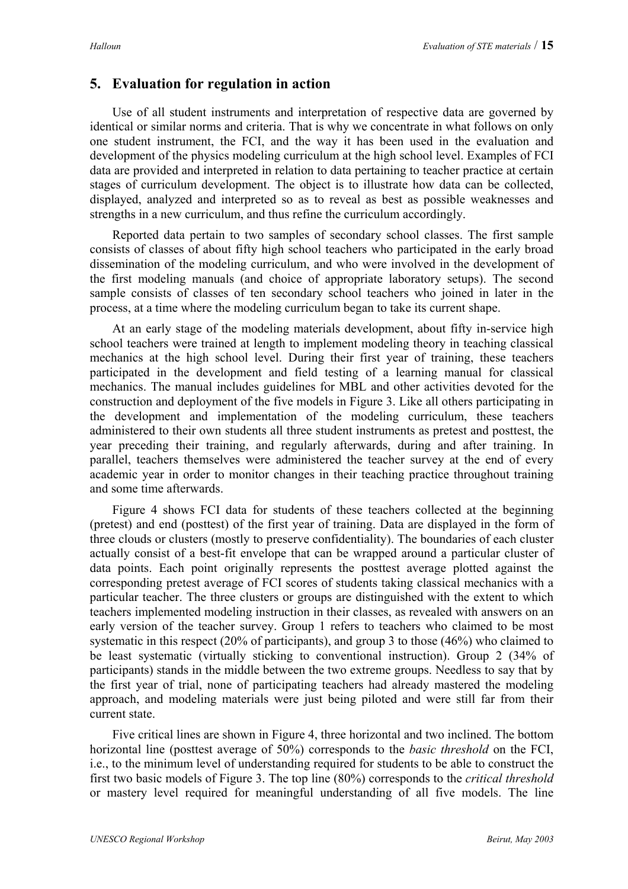## 5. Evaluation for regulation in action

Use of all student instruments and interpretation of respective data are governed by identical or similar norms and criteria. That is why we concentrate in what follows on only one student instrument, the FCI, and the way it has been used in the evaluation and development of the physics modeling curriculum at the high school level. Examples of FCI data are provided and interpreted in relation to data pertaining to teacher practice at certain stages of curriculum development. The object is to illustrate how data can be collected, displayed, analyzed and interpreted so as to reveal as best as possible weaknesses and strengths in a new curriculum, and thus refine the curriculum accordingly.

Reported data pertain to two samples of secondary school classes. The first sample consists of classes of about fifty high school teachers who participated in the early broad dissemination of the modeling curriculum, and who were involved in the development of the first modeling manuals (and choice of appropriate laboratory setups). The second sample consists of classes of ten secondary school teachers who joined in later in the process, at a time where the modeling curriculum began to take its current shape.

At an early stage of the modeling materials development, about fifty in-service high school teachers were trained at length to implement modeling theory in teaching classical mechanics at the high school level. During their first year of training, these teachers participated in the development and field testing of a learning manual for classical mechanics. The manual includes guidelines for MBL and other activities devoted for the construction and deployment of the five models in Figure 3. Like all others participating in the development and implementation of the modeling curriculum, these teachers administered to their own students all three student instruments as pretest and posttest, the year preceding their training, and regularly afterwards, during and after training. In parallel, teachers themselves were administered the teacher survey at the end of every academic year in order to monitor changes in their teaching practice throughout training and some time afterwards.

Figure 4 shows FCI data for students of these teachers collected at the beginning (pretest) and end (posttest) of the first year of training. Data are displayed in the form of three clouds or clusters (mostly to preserve confidentiality). The boundaries of each cluster actually consist of a best-fit envelope that can be wrapped around a particular cluster of data points. Each point originally represents the posttest average plotted against the corresponding pretest average of FCI scores of students taking classical mechanics with a particular teacher. The three clusters or groups are distinguished with the extent to which teachers implemented modeling instruction in their classes, as revealed with answers on an early version of the teacher survey. Group 1 refers to teachers who claimed to be most systematic in this respect (20% of participants), and group 3 to those (46%) who claimed to be least systematic (virtually sticking to conventional instruction). Group 2 (34% of participants) stands in the middle between the two extreme groups. Needless to say that by the first year of trial, none of participating teachers had already mastered the modeling approach, and modeling materials were just being piloted and were still far from their current state.

Five critical lines are shown in Figure 4, three horizontal and two inclined. The bottom horizontal line (posttest average of 50%) corresponds to the *basic threshold* on the FCI, i.e., to the minimum level of understanding required for students to be able to construct the first two basic models of Figure 3. The top line (80%) corresponds to the *critical threshold* or mastery level required for meaningful understanding of all five models. The line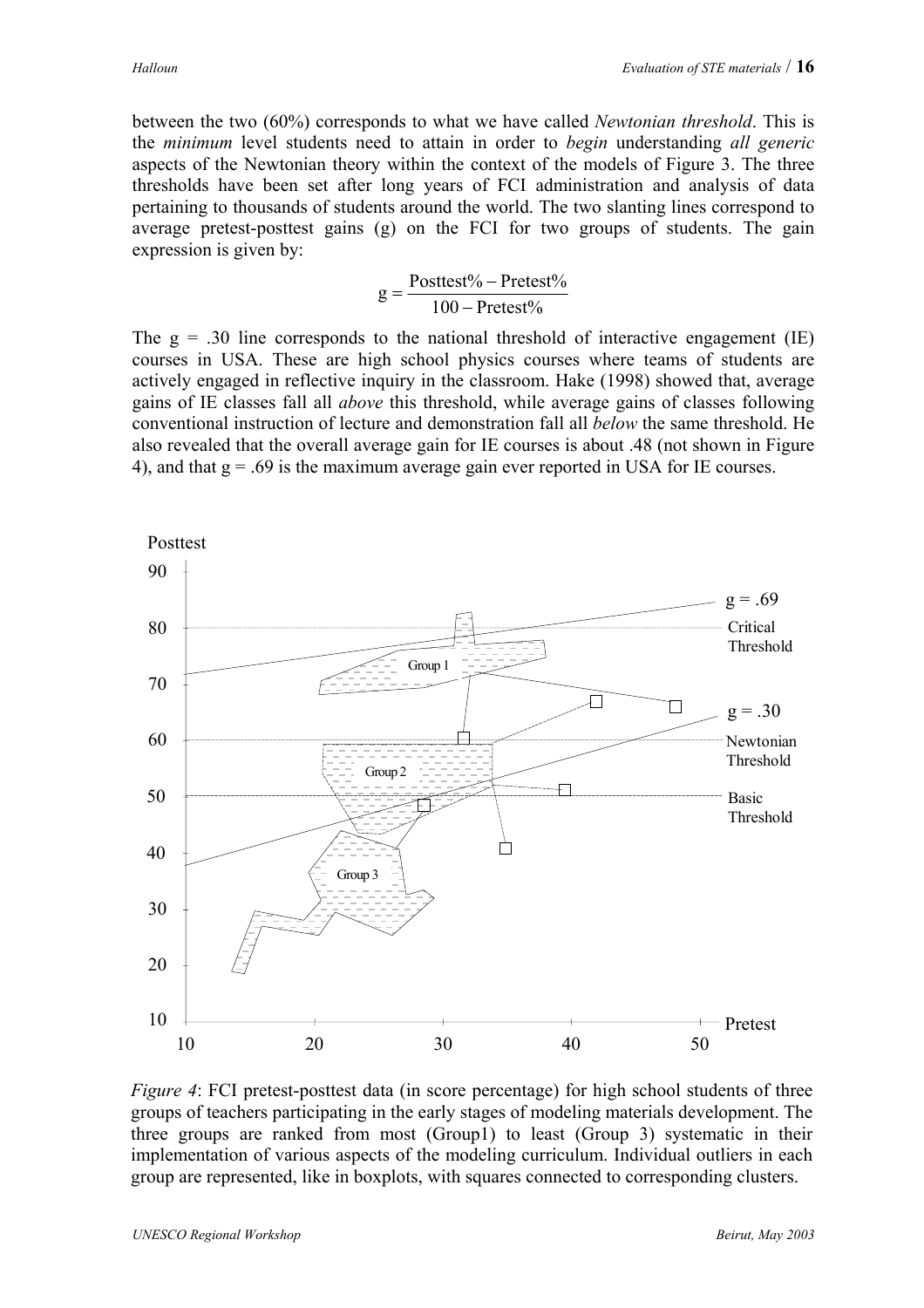between the two (60%) corresponds to what we have called *Newtonian threshold*. This is the *minimum* level students need to attain in order to *begin* understanding *all generic* aspects of the Newtonian theory within the context of the models of Figure 3. The three thresholds have been set after long years of FCI administration and analysis of data pertaining to thousands of students around the world. The two slanting lines correspond to average pretest-posttest gains (g) on the FCI for two groups of students. The gain expression is given by:

$$g = \frac{\text{Posttest\%} - \text{Pretest\%}}{100 - \text{Pretest\%}}$$

The g = .30 line corresponds to the national threshold of interactive engagement (IE) courses in USA. These are high school physics courses where teams of students are actively engaged in reflective inquiry in the classroom. Hake (1998) showed that, average gains of IE classes fall all *above* this threshold, while average gains of classes following conventional instruction of lecture and demonstration fall all *below* the same threshold. He also revealed that the overall average gain for IE courses is about .48 (not shown in Figure 4), and that g = .69 is the maximum average gain ever reported in USA for IE courses.

*Figure 4*: FCI pretest-posttest data (in score percentage) for high school students of three groups of teachers participating in the early stages of modeling materials development. The three groups are ranked from most (Group1) to least (Group 3) systematic in their implementation of various aspects of the modeling curriculum. Individual outliers in each group are represented, like in boxplots, with squares connected to corresponding clusters.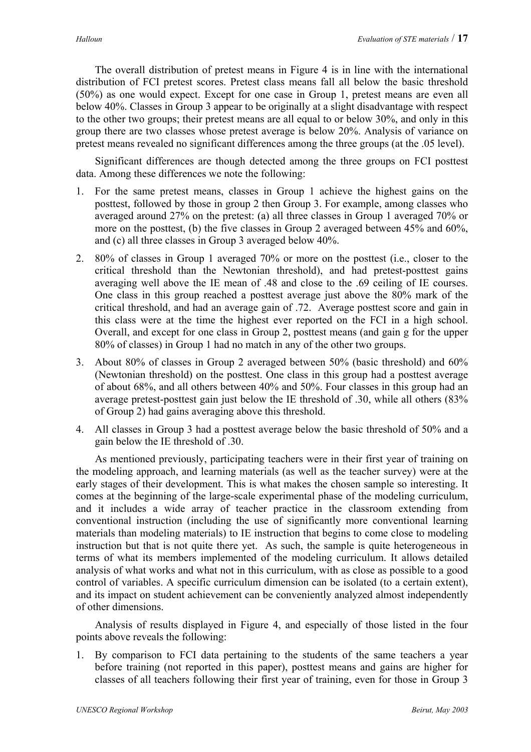The overall distribution of pretest means in Figure 4 is in line with the international distribution of FCI pretest scores. Pretest class means fall all below the basic threshold (50%) as one would expect. Except for one case in Group 1, pretest means are even all below 40%. Classes in Group 3 appear to be originally at a slight disadvantage with respect to the other two groups; their pretest means are all equal to or below 30%, and only in this group there are two classes whose pretest average is below 20%. Analysis of variance on pretest means revealed no significant differences among the three groups (at the .05 level).

Significant differences are though detected among the three groups on FCI posttest data. Among these differences we note the following:

1. For the same pretest means, classes in Group 1 achieve the highest gains on the posttest, followed by those in group 2 then Group 3. For example, among classes who averaged around 27% on the pretest: (a) all three classes in Group 1 averaged 70% or more on the posttest, (b) the five classes in Group 2 averaged between 45% and 60%, and (c) all three classes in Group 3 averaged below 40%.
2. 80% of classes in Group 1 averaged 70% or more on the posttest (i.e., closer to the critical threshold than the Newtonian threshold), and had pretest-posttest gains averaging well above the IE mean of .48 and close to the .69 ceiling of IE courses. One class in this group reached a posttest average just above the 80% mark of the critical threshold, and had an average gain of .72. Average posttest score and gain in this class were at the time the highest ever reported on the FCI in a high school. Overall, and except for one class in Group 2, posttest means (and gain g for the upper 80% of classes) in Group 1 had no match in any of the other two groups.
3. About 80% of classes in Group 2 averaged between 50% (basic threshold) and 60% (Newtonian threshold) on the posttest. One class in this group had a posttest average of about 68%, and all others between 40% and 50%. Four classes in this group had an average pretest-posttest gain just below the IE threshold of .30, while all others (83% of Group 2) had gains averaging above this threshold.
4. All classes in Group 3 had a posttest average below the basic threshold of 50% and a gain below the IE threshold of .30.

As mentioned previously, participating teachers were in their first year of training on the modeling approach, and learning materials (as well as the teacher survey) were at the early stages of their development. This is what makes the chosen sample so interesting. It comes at the beginning of the large-scale experimental phase of the modeling curriculum, and it includes a wide array of teacher practice in the classroom extending from conventional instruction (including the use of significantly more conventional learning materials than modeling materials) to IE instruction that begins to come close to modeling instruction but that is not quite there yet. As such, the sample is quite heterogeneous in terms of what its members implemented of the modeling curriculum. It allows detailed analysis of what works and what not in this curriculum, with as close as possible to a good control of variables. A specific curriculum dimension can be isolated (to a certain extent), and its impact on student achievement can be conveniently analyzed almost independently of other dimensions.

Analysis of results displayed in Figure 4, and especially of those listed in the four points above reveals the following:

1. By comparison to FCI data pertaining to the students of the same teachers a year before training (not reported in this paper), posttest means and gains are higher for classes of all teachers following their first year of training, even for those in Group 3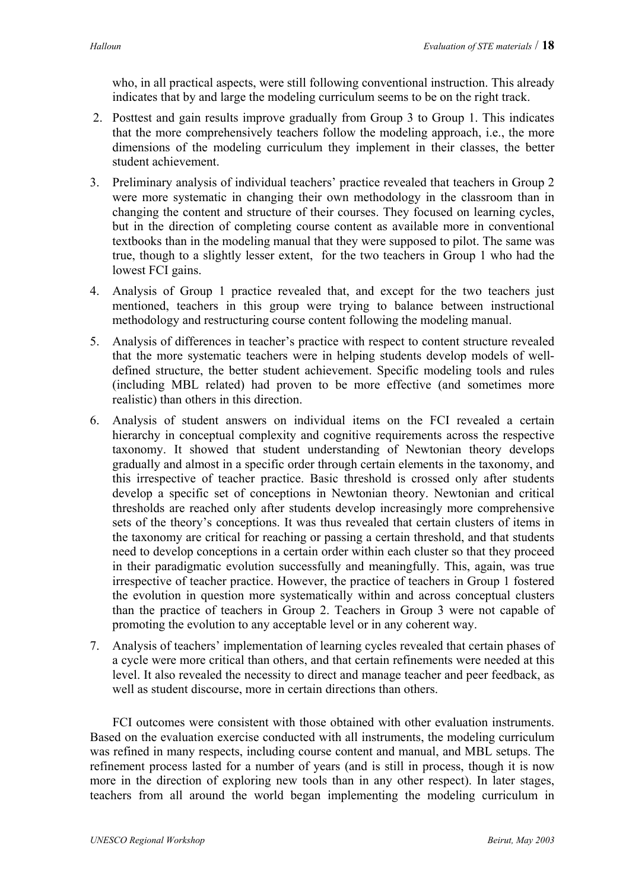who, in all practical aspects, were still following conventional instruction. This already indicates that by and large the modeling curriculum seems to be on the right track.

2. Posttest and gain results improve gradually from Group 3 to Group 1. This indicates that the more comprehensively teachers follow the modeling approach, i.e., the more dimensions of the modeling curriculum they implement in their classes, the better student achievement.
3. Preliminary analysis of individual teachers' practice revealed that teachers in Group 2 were more systematic in changing their own methodology in the classroom than in changing the content and structure of their courses. They focused on learning cycles, but in the direction of completing course content as available more in conventional textbooks than in the modeling manual that they were supposed to pilot. The same was true, though to a slightly lesser extent, for the two teachers in Group 1 who had the lowest FCI gains.
4. Analysis of Group 1 practice revealed that, and except for the two teachers just mentioned, teachers in this group were trying to balance between instructional methodology and restructuring course content following the modeling manual.
5. Analysis of differences in teacher's practice with respect to content structure revealed that the more systematic teachers were in helping students develop models of well-defined structure, the better student achievement. Specific modeling tools and rules (including MBL related) had proven to be more effective (and sometimes more realistic) than others in this direction.
6. Analysis of student answers on individual items on the FCI revealed a certain hierarchy in conceptual complexity and cognitive requirements across the respective taxonomy. It showed that student understanding of Newtonian theory develops gradually and almost in a specific order through certain elements in the taxonomy, and this irrespective of teacher practice. Basic threshold is crossed only after students develop a specific set of conceptions in Newtonian theory. Newtonian and critical thresholds are reached only after students develop increasingly more comprehensive sets of the theory's conceptions. It was thus revealed that certain clusters of items in the taxonomy are critical for reaching or passing a certain threshold, and that students need to develop conceptions in a certain order within each cluster so that they proceed in their paradigmatic evolution successfully and meaningfully. This, again, was true irrespective of teacher practice. However, the practice of teachers in Group 1 fostered the evolution in question more systematically within and across conceptual clusters than the practice of teachers in Group 2. Teachers in Group 3 were not capable of promoting the evolution to any acceptable level or in any coherent way.
7. Analysis of teachers' implementation of learning cycles revealed that certain phases of a cycle were more critical than others, and that certain refinements were needed at this level. It also revealed the necessity to direct and manage teacher and peer feedback, as well as student discourse, more in certain directions than others.

FCI outcomes were consistent with those obtained with other evaluation instruments. Based on the evaluation exercise conducted with all instruments, the modeling curriculum was refined in many respects, including course content and manual, and MBL setups. The refinement process lasted for a number of years (and is still in process, though it is now more in the direction of exploring new tools than in any other respect). In later stages, teachers from all around the world began implementing the modeling curriculum in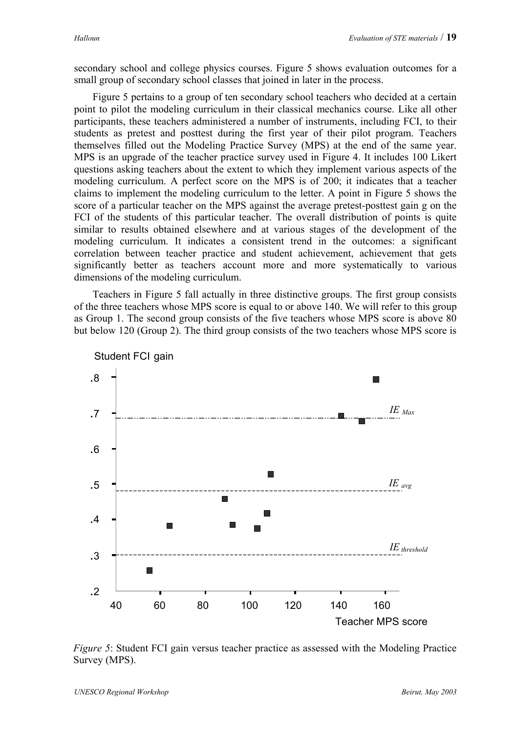secondary school and college physics courses. Figure 5 shows evaluation outcomes for a small group of secondary school classes that joined in later in the process.

Figure 5 pertains to a group of ten secondary school teachers who decided at a certain point to pilot the modeling curriculum in their classical mechanics course. Like all other participants, these teachers administered a number of instruments, including FCI, to their students as pretest and posttest during the first year of their pilot program. Teachers themselves filled out the Modeling Practice Survey (MPS) at the end of the same year. MPS is an upgrade of the teacher practice survey used in Figure 4. It includes 100 Likert questions asking teachers about the extent to which they implement various aspects of the modeling curriculum. A perfect score on the MPS is of 200; it indicates that a teacher claims to implement the modeling curriculum to the letter. A point in Figure 5 shows the score of a particular teacher on the MPS against the average pretest-posttest gain g on the FCI of the students of this particular teacher. The overall distribution of points is quite similar to results obtained elsewhere and at various stages of the development of the modeling curriculum. It indicates a consistent trend in the outcomes: a significant correlation between teacher practice and student achievement, achievement that gets significantly better as teachers account more and more systematically to various dimensions of the modeling curriculum.

Teachers in Figure 5 fall actually in three distinctive groups. The first group consists of the three teachers whose MPS score is equal to or above 140. We will refer to this group as Group 1. The second group consists of the five teachers whose MPS score is above 80 but below 120 (Group 2). The third group consists of the two teachers whose MPS score is

*Figure 5*: Student FCI gain versus teacher practice as assessed with the Modeling Practice Survey (MPS).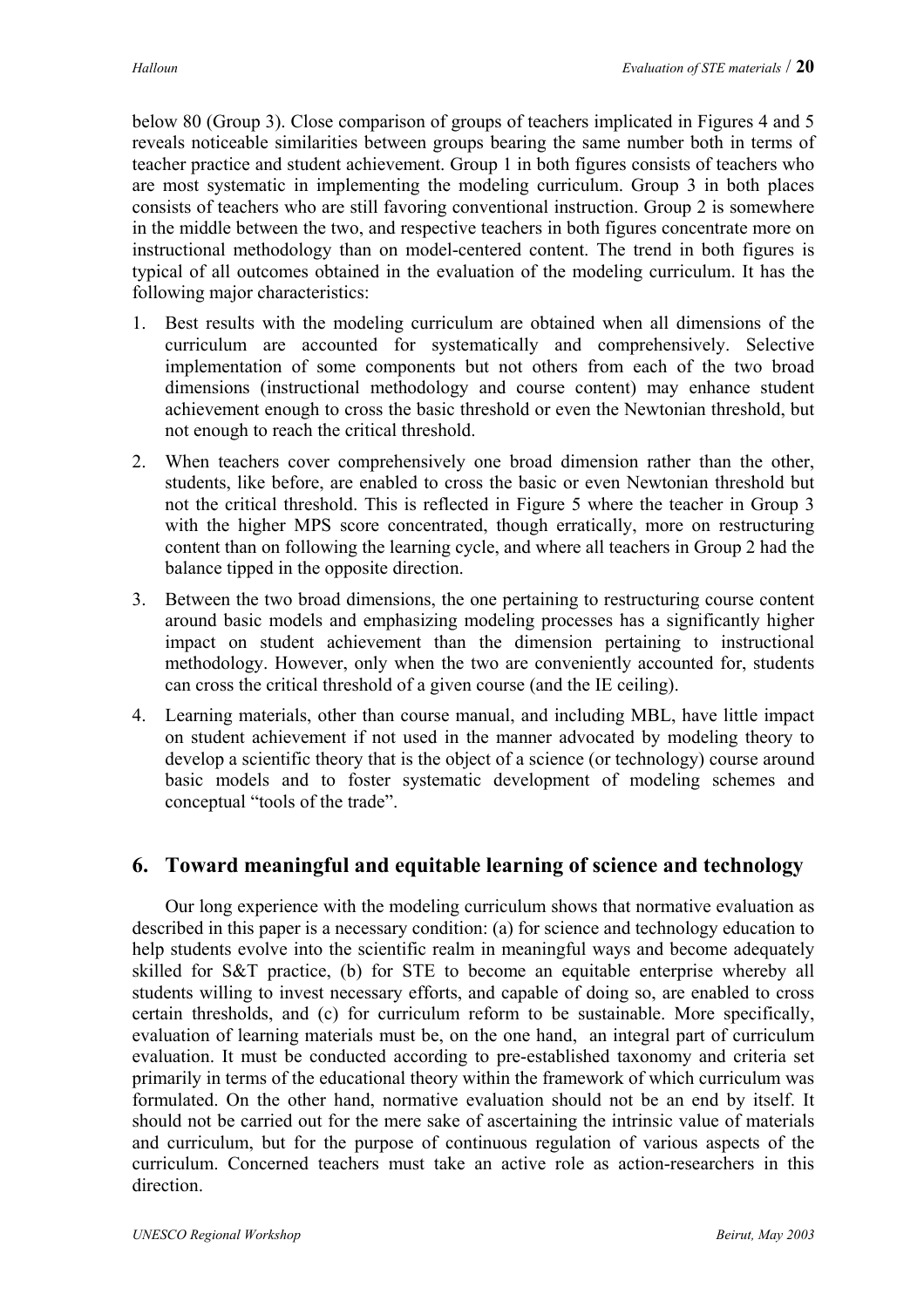below 80 (Group 3). Close comparison of groups of teachers implicated in Figures 4 and 5 reveals noticeable similarities between groups bearing the same number both in terms of teacher practice and student achievement. Group 1 in both figures consists of teachers who are most systematic in implementing the modeling curriculum. Group 3 in both places consists of teachers who are still favoring conventional instruction. Group 2 is somewhere in the middle between the two, and respective teachers in both figures concentrate more on instructional methodology than on model-centered content. The trend in both figures is typical of all outcomes obtained in the evaluation of the modeling curriculum. It has the following major characteristics:

1. Best results with the modeling curriculum are obtained when all dimensions of the curriculum are accounted for systematically and comprehensively. Selective implementation of some components but not others from each of the two broad dimensions (instructional methodology and course content) may enhance student achievement enough to cross the basic threshold or even the Newtonian threshold, but not enough to reach the critical threshold.
2. When teachers cover comprehensively one broad dimension rather than the other, students, like before, are enabled to cross the basic or even Newtonian threshold but not the critical threshold. This is reflected in Figure 5 where the teacher in Group 3 with the higher MPS score concentrated, though erratically, more on restructuring content than on following the learning cycle, and where all teachers in Group 2 had the balance tipped in the opposite direction.
3. Between the two broad dimensions, the one pertaining to restructuring course content around basic models and emphasizing modeling processes has a significantly higher impact on student achievement than the dimension pertaining to instructional methodology. However, only when the two are conveniently accounted for, students can cross the critical threshold of a given course (and the IE ceiling).
4. Learning materials, other than course manual, and including MBL, have little impact on student achievement if not used in the manner advocated by modeling theory to develop a scientific theory that is the object of a science (or technology) course around basic models and to foster systematic development of modeling schemes and conceptual "tools of the trade".

## 6. Toward meaningful and equitable learning of science and technology

Our long experience with the modeling curriculum shows that normative evaluation as described in this paper is a necessary condition: (a) for science and technology education to help students evolve into the scientific realm in meaningful ways and become adequately skilled for S&T practice, (b) for STE to become an equitable enterprise whereby all students willing to invest necessary efforts, and capable of doing so, are enabled to cross certain thresholds, and (c) for curriculum reform to be sustainable. More specifically, evaluation of learning materials must be, on the one hand, an integral part of curriculum evaluation. It must be conducted according to pre-established taxonomy and criteria set primarily in terms of the educational theory within the framework of which curriculum was formulated. On the other hand, normative evaluation should not be an end by itself. It should not be carried out for the mere sake of ascertaining the intrinsic value of materials and curriculum, but for the purpose of continuous regulation of various aspects of the curriculum. Concerned teachers must take an active role as action-researchers in this direction.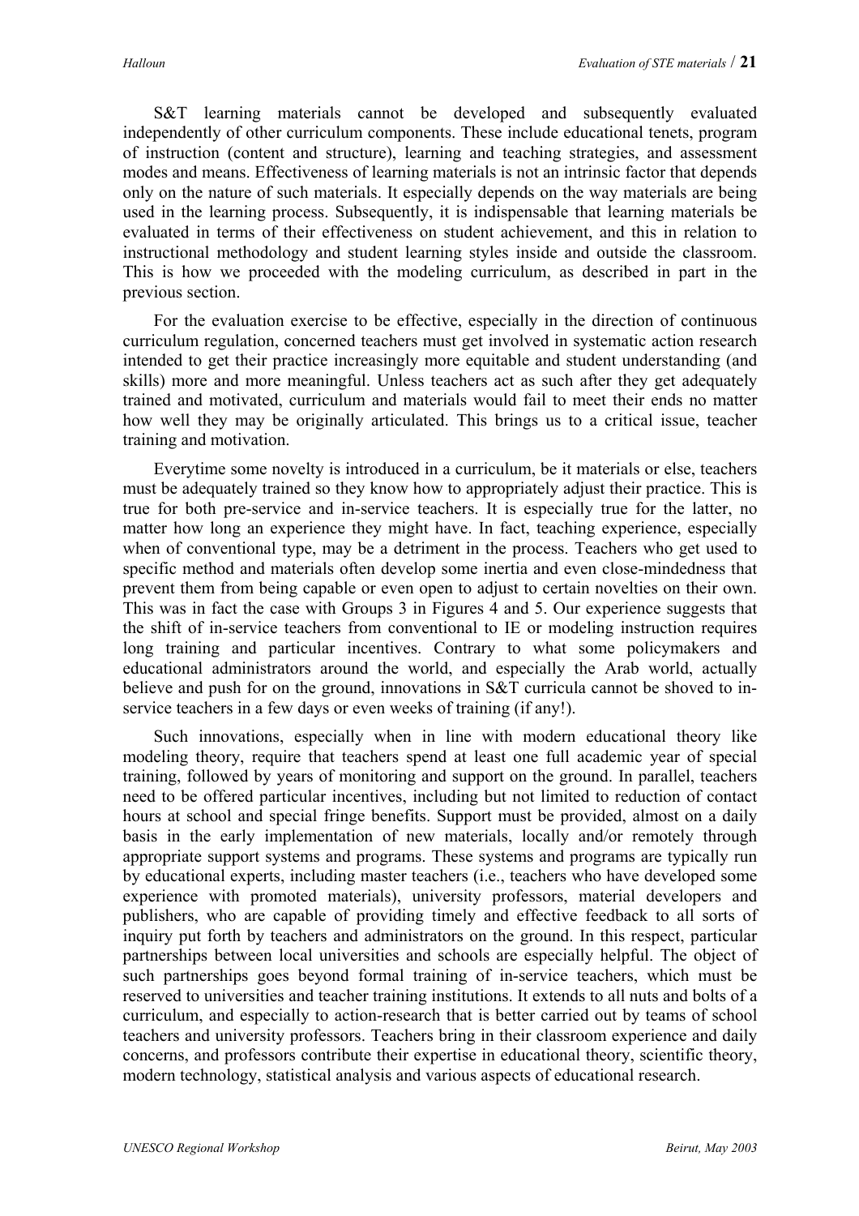S&T learning materials cannot be developed and subsequently evaluated independently of other curriculum components. These include educational tenets, program of instruction (content and structure), learning and teaching strategies, and assessment modes and means. Effectiveness of learning materials is not an intrinsic factor that depends only on the nature of such materials. It especially depends on the way materials are being used in the learning process. Subsequently, it is indispensable that learning materials be evaluated in terms of their effectiveness on student achievement, and this in relation to instructional methodology and student learning styles inside and outside the classroom. This is how we proceeded with the modeling curriculum, as described in part in the previous section.

For the evaluation exercise to be effective, especially in the direction of continuous curriculum regulation, concerned teachers must get involved in systematic action research intended to get their practice increasingly more equitable and student understanding (and skills) more and more meaningful. Unless teachers act as such after they get adequately trained and motivated, curriculum and materials would fail to meet their ends no matter how well they may be originally articulated. This brings us to a critical issue, teacher training and motivation.

Everytime some novelty is introduced in a curriculum, be it materials or else, teachers must be adequately trained so they know how to appropriately adjust their practice. This is true for both pre-service and in-service teachers. It is especially true for the latter, no matter how long an experience they might have. In fact, teaching experience, especially when of conventional type, may be a detriment in the process. Teachers who get used to specific method and materials often develop some inertia and even close-mindedness that prevent them from being capable or even open to adjust to certain novelties on their own. This was in fact the case with Groups 3 in Figures 4 and 5. Our experience suggests that the shift of in-service teachers from conventional to IE or modeling instruction requires long training and particular incentives. Contrary to what some policymakers and educational administrators around the world, and especially the Arab world, actually believe and push for on the ground, innovations in S&T curricula cannot be shoved to in-service teachers in a few days or even weeks of training (if any!).

Such innovations, especially when in line with modern educational theory like modeling theory, require that teachers spend at least one full academic year of special training, followed by years of monitoring and support on the ground. In parallel, teachers need to be offered particular incentives, including but not limited to reduction of contact hours at school and special fringe benefits. Support must be provided, almost on a daily basis in the early implementation of new materials, locally and/or remotely through appropriate support systems and programs. These systems and programs are typically run by educational experts, including master teachers (i.e., teachers who have developed some experience with promoted materials), university professors, material developers and publishers, who are capable of providing timely and effective feedback to all sorts of inquiry put forth by teachers and administrators on the ground. In this respect, particular partnerships between local universities and schools are especially helpful. The object of such partnerships goes beyond formal training of in-service teachers, which must be reserved to universities and teacher training institutions. It extends to all nuts and bolts of a curriculum, and especially to action-research that is better carried out by teams of school teachers and university professors. Teachers bring in their classroom experience and daily concerns, and professors contribute their expertise in educational theory, scientific theory, modern technology, statistical analysis and various aspects of educational research.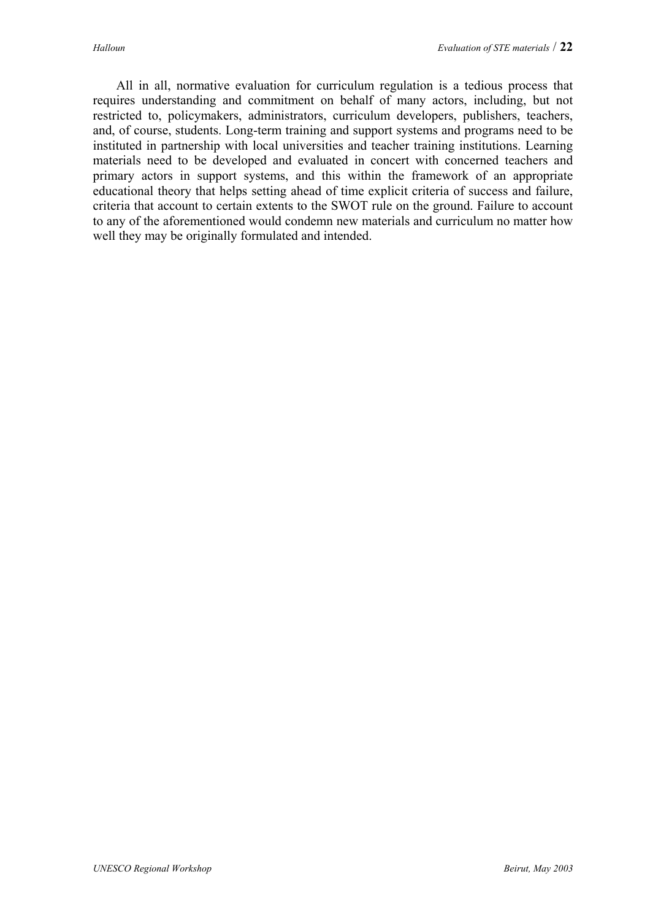All in all, normative evaluation for curriculum regulation is a tedious process that requires understanding and commitment on behalf of many actors, including, but not restricted to, policymakers, administrators, curriculum developers, publishers, teachers, and, of course, students. Long-term training and support systems and programs need to be instituted in partnership with local universities and teacher training institutions. Learning materials need to be developed and evaluated in concert with concerned teachers and primary actors in support systems, and this within the framework of an appropriate educational theory that helps setting ahead of time explicit criteria of success and failure, criteria that account to certain extents to the SWOT rule on the ground. Failure to account to any of the aforementioned would condemn new materials and curriculum no matter how well they may be originally formulated and intended.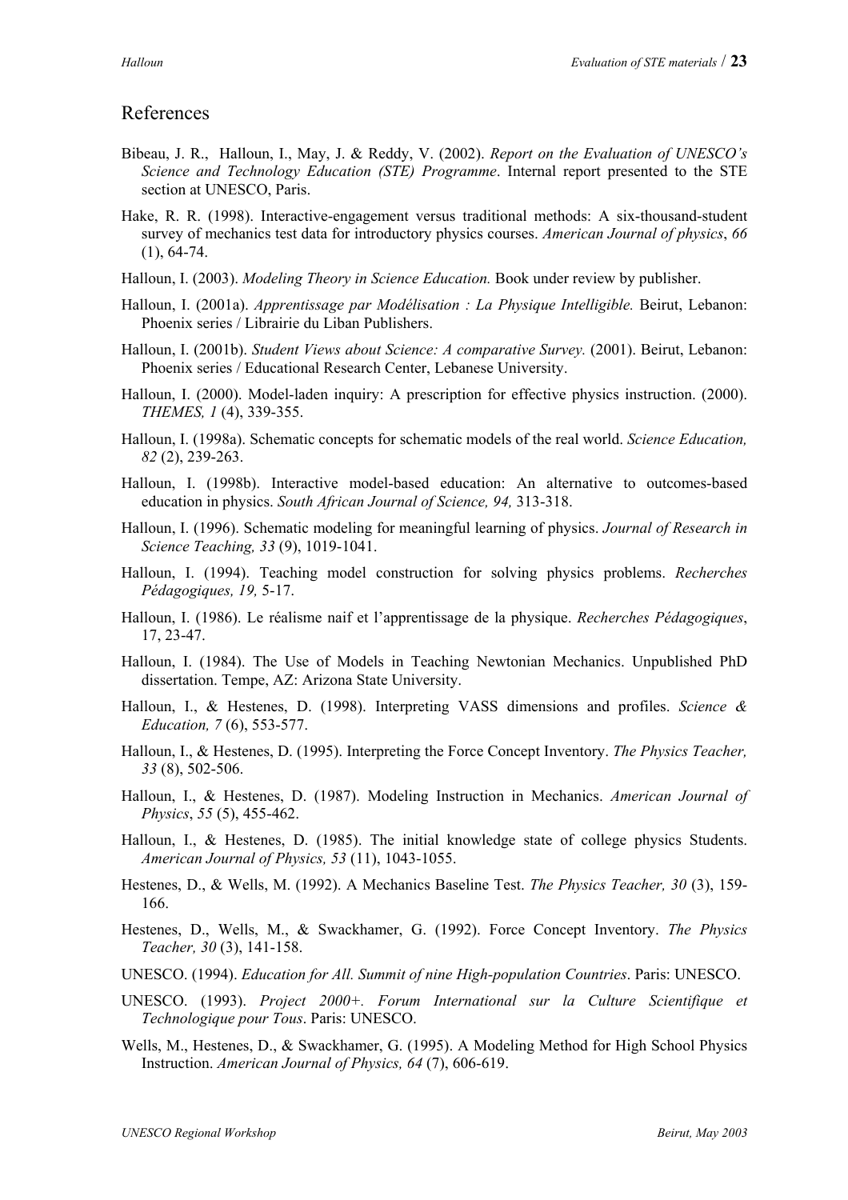## References

Bibeau, J. R., Halloun, I., May, J. & Reddy, V. (2002). *Report on the Evaluation of UNESCO's Science and Technology Education (STE) Programme*. Internal report presented to the STE section at UNESCO, Paris.

Hake, R. R. (1998). Interactive-engagement versus traditional methods: A six-thousand-student survey of mechanics test data for introductory physics courses. *American Journal of physics*, *66* (1), 64-74.

Halloun, I. (2003). *Modeling Theory in Science Education.* Book under review by publisher.

Halloun, I. (2001a). *Apprentissage par Modélisation : La Physique Intelligible.* Beirut, Lebanon: Phoenix series / Librairie du Liban Publishers.

Halloun, I. (2001b). *Student Views about Science: A comparative Survey.* (2001). Beirut, Lebanon: Phoenix series / Educational Research Center, Lebanese University.

Halloun, I. (2000). Model-laden inquiry: A prescription for effective physics instruction. (2000). *THEMES, 1* (4), 339-355.

Halloun, I. (1998a). Schematic concepts for schematic models of the real world. *Science Education, 82* (2), 239-263.

Halloun, I. (1998b). Interactive model-based education: An alternative to outcomes-based education in physics. *South African Journal of Science, 94,* 313-318.

Halloun, I. (1996). Schematic modeling for meaningful learning of physics. *Journal of Research in Science Teaching, 33* (9), 1019-1041.

Halloun, I. (1994). Teaching model construction for solving physics problems. *Recherches Pédagogiques, 19,* 5-17.

Halloun, I. (1986). Le réalisme naif et l'apprentissage de la physique. *Recherches Pédagogiques*, 17, 23-47.

Halloun, I. (1984). The Use of Models in Teaching Newtonian Mechanics. Unpublished PhD dissertation. Tempe, AZ: Arizona State University.

Halloun, I., & Hestenes, D. (1998). Interpreting VASS dimensions and profiles. *Science & Education, 7* (6), 553-577.

Halloun, I., & Hestenes, D. (1995). Interpreting the Force Concept Inventory. *The Physics Teacher, 33* (8), 502-506.

Halloun, I., & Hestenes, D. (1987). Modeling Instruction in Mechanics. *American Journal of Physics*, *55* (5), 455-462.

Halloun, I., & Hestenes, D. (1985). The initial knowledge state of college physics Students. *American Journal of Physics, 53* (11), 1043-1055.

Hestenes, D., & Wells, M. (1992). A Mechanics Baseline Test. *The Physics Teacher, 30* (3), 159-166.

Hestenes, D., Wells, M., & Swackhamer, G. (1992). Force Concept Inventory. *The Physics Teacher, 30* (3), 141-158.

UNESCO. (1994). *Education for All. Summit of nine High-population Countries*. Paris: UNESCO.

UNESCO. (1993). *Project 2000+. Forum International sur la Culture Scientifique et Technologique pour Tous*. Paris: UNESCO.

Wells, M., Hestenes, D., & Swackhamer, G. (1995). A Modeling Method for High School Physics Instruction. *American Journal of Physics, 64* (7), 606-619.